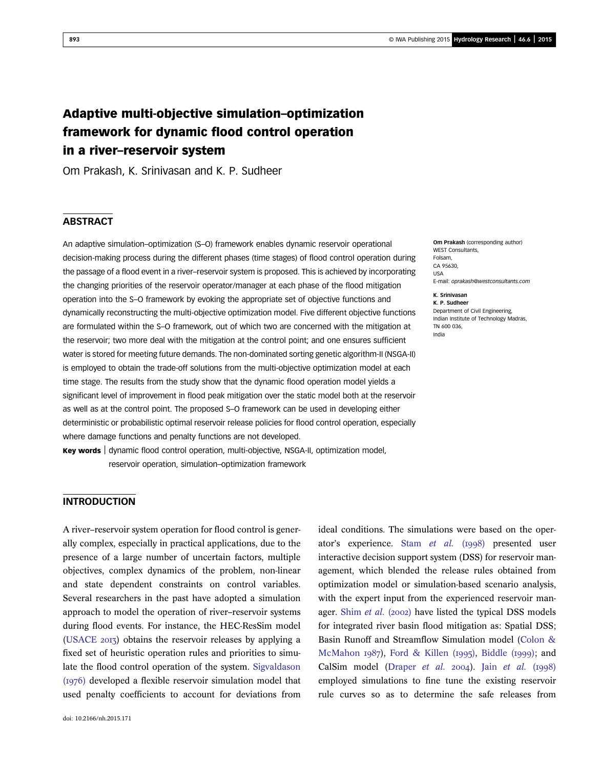# Adaptive multi-objective simulation–optimization framework for dynamic flood control operation in a river–reservoir system

Om Prakash, K. Srinivasan and K. P. Sudheer

## ABSTRACT

An adaptive simulation–optimization (S–O) framework enables dynamic reservoir operational decision-making process during the different phases (time stages) of flood control operation during the passage of a flood event in a river–reservoir system is proposed. This is achieved by incorporating the changing priorities of the reservoir operator/manager at each phase of the flood mitigation operation into the S–O framework by evoking the appropriate set of objective functions and dynamically reconstructing the multi-objective optimization model. Five different objective functions are formulated within the S–O framework, out of which two are concerned with the mitigation at the reservoir; two more deal with the mitigation at the control point; and one ensures sufficient water is stored for meeting future demands. The non-dominated sorting genetic algorithm-II (NSGA-II) is employed to obtain the trade-off solutions from the multi-objective optimization model at each time stage. The results from the study show that the dynamic flood operation model yields a significant level of improvement in flood peak mitigation over the static model both at the reservoir as well as at the control point. The proposed S–O framework can be used in developing either deterministic or probabilistic optimal reservoir release policies for flood control operation, especially where damage functions and penalty functions are not developed.

**Key words** | dynamic flood control operation, multi-objective, NSGA-II, optimization model, reservoir operation, simulation–optimization framework

**Om Prakash** (corresponding author)
WEST Consultants,
Folsam,
CA 95630,
USA
E-mail: *oprakash@westconsultants.com*

**K. Srinivasan**
**K. P. Sudheer**
Department of Civil Engineering,
Indian Institute of Technology Madras,
TN 600 036,
India

## INTRODUCTION

A river–reservoir system operation for flood control is generally complex, especially in practical applications, due to the presence of a large number of uncertain factors, multiple objectives, complex dynamics of the problem, non-linear and state dependent constraints on control variables. Several researchers in the past have adopted a simulation approach to model the operation of river–reservoir systems during flood events. For instance, the HEC-ResSim model (USACE 2013) obtains the reservoir releases by applying a fixed set of heuristic operation rules and priorities to simulate the flood control operation of the system. Sigvaldason (1976) developed a flexible reservoir simulation model that used penalty coefficients to account for deviations from ideal conditions. The simulations were based on the operator's experience. Stam *et al.* (1998) presented user interactive decision support system (DSS) for reservoir management, which blended the release rules obtained from optimization model or simulation-based scenario analysis, with the expert input from the experienced reservoir manager. Shim *et al.* (2002) have listed the typical DSS models for integrated river basin flood mitigation as: Spatial DSS; Basin Runoff and Streamflow Simulation model (Colon & McMahon 1987), Ford & Killen (1995), Biddle (1999); and CalSim model (Draper *et al.* 2004). Jain *et al.* (1998) employed simulations to fine tune the existing reservoir rule curves so as to determine the safe releases from

doi: 10.2166/nh.2015.171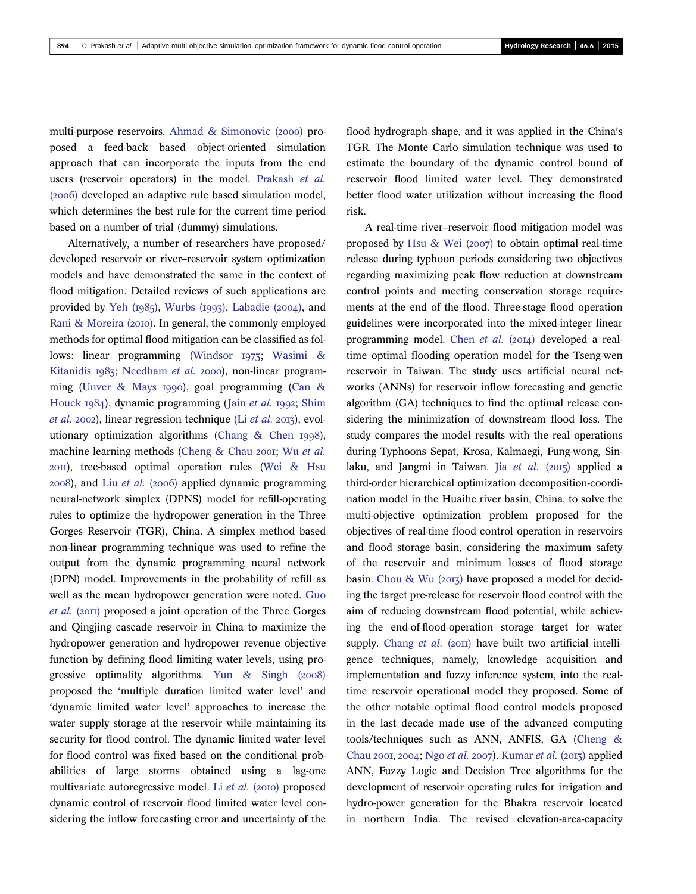multi-purpose reservoirs. Ahmad & Simonovic (2000) proposed a feed-back based object-oriented simulation approach that can incorporate the inputs from the end users (reservoir operators) in the model. Prakash *et al.* (2006) developed an adaptive rule based simulation model, which determines the best rule for the current time period based on a number of trial (dummy) simulations.

Alternatively, a number of researchers have proposed/developed reservoir or river–reservoir system optimization models and have demonstrated the same in the context of flood mitigation. Detailed reviews of such applications are provided by Yeh (1985), Wurbs (1993), Labadie (2004), and Rani & Moreira (2010). In general, the commonly employed methods for optimal flood mitigation can be classified as follows: linear programming (Windsor 1973; Wasimi & Kitanidis 1983; Needham *et al.* 2000), non-linear programming (Unver & Mays 1990), goal programming (Can & Houck 1984), dynamic programming (Jain *et al.* 1992; Shim *et al.* 2002), linear regression technique (Li *et al.* 2013), evolutionary optimization algorithms (Chang & Chen 1998), machine learning methods (Cheng & Chau 2001; Wu *et al.* 2011), tree-based optimal operation rules (Wei & Hsu 2008), and Liu *et al.* (2006) applied dynamic programming neural-network simplex (DPNS) model for refill-operating rules to optimize the hydropower generation in the Three Gorges Reservoir (TGR), China. A simplex method based non-linear programming technique was used to refine the output from the dynamic programming neural network (DPN) model. Improvements in the probability of refill as well as the mean hydropower generation were noted. Guo *et al.* (2011) proposed a joint operation of the Three Gorges and Qingjing cascade reservoir in China to maximize the hydropower generation and hydropower revenue objective function by defining flood limiting water levels, using progressive optimality algorithms. Yun & Singh (2008) proposed the 'multiple duration limited water level' and 'dynamic limited water level' approaches to increase the water supply storage at the reservoir while maintaining its security for flood control. The dynamic limited water level for flood control was fixed based on the conditional probabilities of large storms obtained using a lag-one multivariate autoregressive model. Li *et al.* (2010) proposed dynamic control of reservoir flood limited water level considering the inflow forecasting error and uncertainty of the flood hydrograph shape, and it was applied in the China's TGR. The Monte Carlo simulation technique was used to estimate the boundary of the dynamic control bound of reservoir flood limited water level. They demonstrated better flood water utilization without increasing the flood risk.

A real-time river–reservoir flood mitigation model was proposed by Hsu & Wei (2007) to obtain optimal real-time release during typhoon periods considering two objectives regarding maximizing peak flow reduction at downstream control points and meeting conservation storage requirements at the end of the flood. Three-stage flood operation guidelines were incorporated into the mixed-integer linear programming model. Chen *et al.* (2014) developed a real-time optimal flooding operation model for the Tseng-wen reservoir in Taiwan. The study uses artificial neural networks (ANNs) for reservoir inflow forecasting and genetic algorithm (GA) techniques to find the optimal release considering the minimization of downstream flood loss. The study compares the model results with the real operations during Typhoons Sepat, Krosa, Kalmaegi, Fung-wong, Sinlaku, and Jangmi in Taiwan. Jia *et al.* (2015) applied a third-order hierarchical optimization decomposition-coordination model in the Huaihe river basin, China, to solve the multi-objective optimization problem proposed for the objectives of real-time flood control operation in reservoirs and flood storage basin, considering the maximum safety of the reservoir and minimum losses of flood storage basin. Chou & Wu (2013) have proposed a model for deciding the target pre-release for reservoir flood control with the aim of reducing downstream flood potential, while achieving the end-of-flood-operation storage target for water supply. Chang *et al.* (2011) have built two artificial intelligence techniques, namely, knowledge acquisition and implementation and fuzzy inference system, into the real-time reservoir operational model they proposed. Some of the other notable optimal flood control models proposed in the last decade made use of the advanced computing tools/techniques such as ANN, ANFIS, GA (Cheng & Chau 2001, 2004; Ngo *et al.* 2007). Kumar *et al.* (2013) applied ANN, Fuzzy Logic and Decision Tree algorithms for the development of reservoir operating rules for irrigation and hydro-power generation for the Bhakra reservoir located in northern India. The revised elevation-area-capacity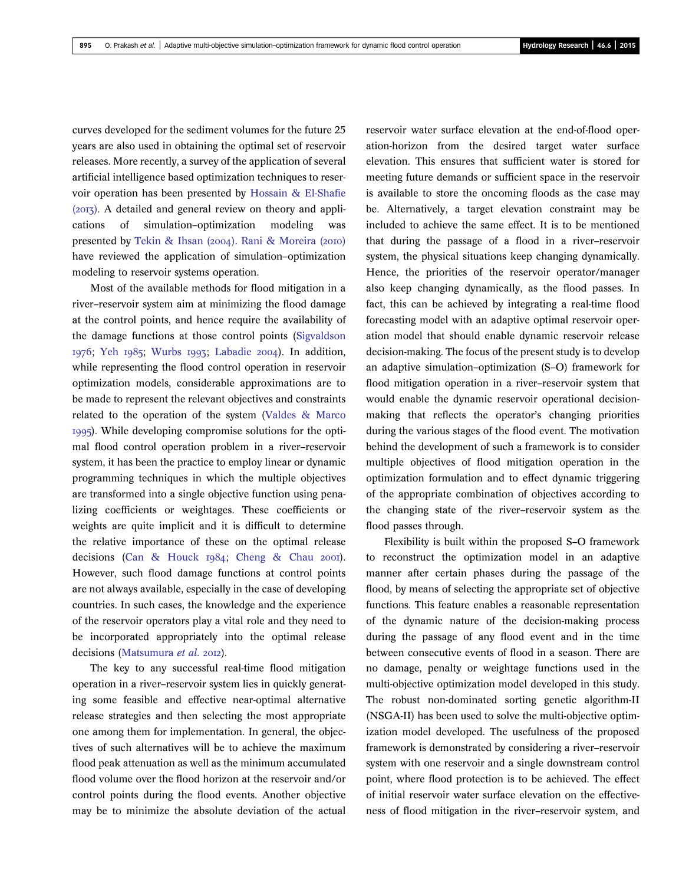curves developed for the sediment volumes for the future 25 years are also used in obtaining the optimal set of reservoir releases. More recently, a survey of the application of several artificial intelligence based optimization techniques to reservoir operation has been presented by Hossain & El-Shafie (2013). A detailed and general review on theory and applications of simulation–optimization modeling was presented by Tekin & Ihsan (2004). Rani & Moreira (2010) have reviewed the application of simulation–optimization modeling to reservoir systems operation.

Most of the available methods for flood mitigation in a river–reservoir system aim at minimizing the flood damage at the control points, and hence require the availability of the damage functions at those control points (Sigvaldson 1976; Yeh 1985; Wurbs 1993; Labadie 2004). In addition, while representing the flood control operation in reservoir optimization models, considerable approximations are to be made to represent the relevant objectives and constraints related to the operation of the system (Valdes & Marco 1995). While developing compromise solutions for the optimal flood control operation problem in a river–reservoir system, it has been the practice to employ linear or dynamic programming techniques in which the multiple objectives are transformed into a single objective function using penalizing coefficients or weightages. These coefficients or weights are quite implicit and it is difficult to determine the relative importance of these on the optimal release decisions (Can & Houck 1984; Cheng & Chau 2001). However, such flood damage functions at control points are not always available, especially in the case of developing countries. In such cases, the knowledge and the experience of the reservoir operators play a vital role and they need to be incorporated appropriately into the optimal release decisions (Matsumura *et al.* 2012).

The key to any successful real-time flood mitigation operation in a river–reservoir system lies in quickly generating some feasible and effective near-optimal alternative release strategies and then selecting the most appropriate one among them for implementation. In general, the objectives of such alternatives will be to achieve the maximum flood peak attenuation as well as the minimum accumulated flood volume over the flood horizon at the reservoir and/or control points during the flood events. Another objective may be to minimize the absolute deviation of the actual reservoir water surface elevation at the end-of-flood operation-horizon from the desired target water surface elevation. This ensures that sufficient water is stored for meeting future demands or sufficient space in the reservoir is available to store the oncoming floods as the case may be. Alternatively, a target elevation constraint may be included to achieve the same effect. It is to be mentioned that during the passage of a flood in a river–reservoir system, the physical situations keep changing dynamically. Hence, the priorities of the reservoir operator/manager also keep changing dynamically, as the flood passes. In fact, this can be achieved by integrating a real-time flood forecasting model with an adaptive optimal reservoir operation model that should enable dynamic reservoir release decision-making. The focus of the present study is to develop an adaptive simulation–optimization (S–O) framework for flood mitigation operation in a river–reservoir system that would enable the dynamic reservoir operational decision-making that reflects the operator's changing priorities during the various stages of the flood event. The motivation behind the development of such a framework is to consider multiple objectives of flood mitigation operation in the optimization formulation and to effect dynamic triggering of the appropriate combination of objectives according to the changing state of the river–reservoir system as the flood passes through.

Flexibility is built within the proposed S–O framework to reconstruct the optimization model in an adaptive manner after certain phases during the passage of the flood, by means of selecting the appropriate set of objective functions. This feature enables a reasonable representation of the dynamic nature of the decision-making process during the passage of any flood event and in the time between consecutive events of flood in a season. There are no damage, penalty or weightage functions used in the multi-objective optimization model developed in this study. The robust non-dominated sorting genetic algorithm-II (NSGA-II) has been used to solve the multi-objective optimization model developed. The usefulness of the proposed framework is demonstrated by considering a river–reservoir system with one reservoir and a single downstream control point, where flood protection is to be achieved. The effect of initial reservoir water surface elevation on the effectiveness of flood mitigation in the river–reservoir system, and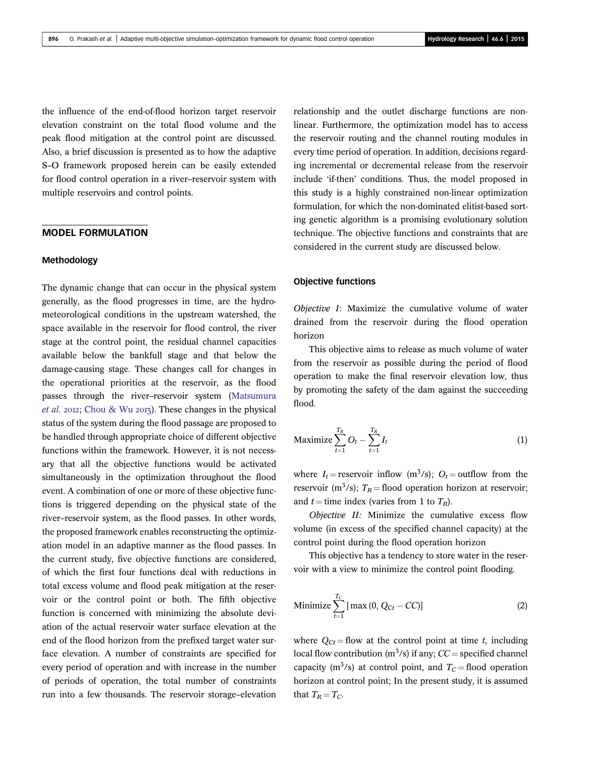the influence of the end-of-flood horizon target reservoir elevation constraint on the total flood volume and the peak flood mitigation at the control point are discussed. Also, a brief discussion is presented as to how the adaptive S–O framework proposed herein can be easily extended for flood control operation in a river–reservoir system with multiple reservoirs and control points.

## MODEL FORMULATION

### Methodology

The dynamic change that can occur in the physical system generally, as the flood progresses in time, are the hydro-meteorological conditions in the upstream watershed, the space available in the reservoir for flood control, the river stage at the control point, the residual channel capacities available below the bankfull stage and that below the damage-causing stage. These changes call for changes in the operational priorities at the reservoir, as the flood passes through the river–reservoir system (Matsumura *et al.* 2012; Chou & Wu 2013). These changes in the physical status of the system during the flood passage are proposed to be handled through appropriate choice of different objective functions within the framework. However, it is not necessary that all the objective functions would be activated simultaneously in the optimization throughout the flood event. A combination of one or more of these objective functions is triggered depending on the physical state of the river–reservoir system, as the flood passes. In other words, the proposed framework enables reconstructing the optimization model in an adaptive manner as the flood passes. In the current study, five objective functions are considered, of which the first four functions deal with reductions in total excess volume and flood peak mitigation at the reservoir or the control point or both. The fifth objective function is concerned with minimizing the absolute deviation of the actual reservoir water surface elevation at the end of the flood horizon from the prefixed target water surface elevation. A number of constraints are specified for every period of operation and with increase in the number of periods of operation, the total number of constraints run into a few thousands. The reservoir storage–elevation relationship and the outlet discharge functions are non-linear. Furthermore, the optimization model has to access the reservoir routing and the channel routing modules in every time period of operation. In addition, decisions regarding incremental or decremental release from the reservoir include 'if-then' conditions. Thus, the model proposed in this study is a highly constrained non-linear optimization formulation, for which the non-dominated elitist-based sorting genetic algorithm is a promising evolutionary solution technique. The objective functions and constraints that are considered in the current study are discussed below.

### Objective functions

*Objective I*: Maximize the cumulative volume of water drained from the reservoir during the flood operation horizon

This objective aims to release as much volume of water from the reservoir as possible during the period of flood operation to make the final reservoir elevation low, thus by promoting the safety of the dam against the succeeding flood.

$$\text{Maximize} \sum_{t=1}^{T_R} O_t - \sum_{t=1}^{T_R} I_t \tag{1}$$

where $I_t$ = reservoir inflow (m$^3$/s); $O_t$ = outflow from the reservoir (m$^3$/s); $T_R$ = flood operation horizon at reservoir; and $t$ = time index (varies from 1 to $T_R$).

*Objective II:* Minimize the cumulative excess flow volume (in excess of the specified channel capacity) at the control point during the flood operation horizon

This objective has a tendency to store water in the reservoir with a view to minimize the control point flooding.

$$\text{Minimize} \sum_{t=1}^{T_C} [\max(0, Q_{Ct} - CC)] \tag{2}$$

where $Q_{Ct}$ = flow at the control point at time $t$, including local flow contribution (m$^3$/s) if any; $CC$ = specified channel capacity (m$^3$/s) at control point, and $T_C$ = flood operation horizon at control point; In the present study, it is assumed that $T_R = T_C$.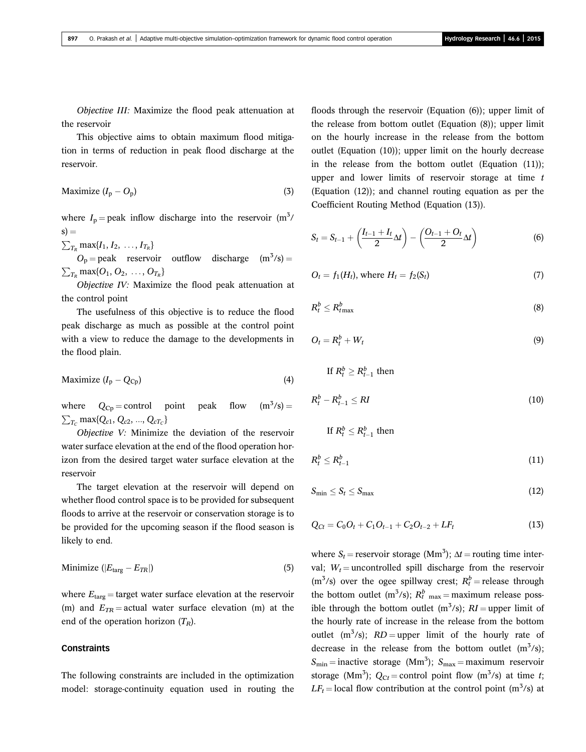*Objective III:* Maximize the flood peak attenuation at the reservoir

This objective aims to obtain maximum flood mitigation in terms of reduction in peak flood discharge at the reservoir.

$$\text{Maximize } (I_p - O_p) \tag{3}$$

where $I_p$ = peak inflow discharge into the reservoir (m$^3$/s) = $\sum_{T_R} \max\{I_1, I_2, \ldots, I_{T_R}\}$

$O_p$ = peak reservoir outflow discharge (m$^3$/s) = $\sum_{T_R} \max\{O_1, O_2, \ldots, O_{T_R}\}$

*Objective IV:* Maximize the flood peak attenuation at the control point

The usefulness of this objective is to reduce the flood peak discharge as much as possible at the control point with a view to reduce the damage to the developments in the flood plain.

$$\text{Maximize } (I_p - Q_{Cp}) \tag{4}$$

where $Q_{Cp}$ = control point peak flow (m$^3$/s) = $\sum_{T_C} \max\{Q_{c1}, Q_{c2}, \ldots, Q_{cT_C}\}$

*Objective V:* Minimize the deviation of the reservoir water surface elevation at the end of the flood operation horizon from the desired target water surface elevation at the reservoir

The target elevation at the reservoir will depend on whether flood control space is to be provided for subsequent floods to arrive at the reservoir or conservation storage is to be provided for the upcoming season if the flood season is likely to end.

$$\text{Minimize } (|E_{\text{targ}} - E_{TR}|) \tag{5}$$

where $E_{\text{targ}}$ = target water surface elevation at the reservoir (m) and $E_{TR}$ = actual water surface elevation (m) at the end of the operation horizon ($T_R$).

### Constraints

The following constraints are included in the optimization model: storage-continuity equation used in routing the floods through the reservoir (Equation (6)); upper limit of the release from bottom outlet (Equation (8)); upper limit on the hourly increase in the release from the bottom outlet (Equation (10)); upper limit on the hourly decrease in the release from the bottom outlet (Equation (11)); upper and lower limits of reservoir storage at time $t$ (Equation (12)); and channel routing equation as per the Coefficient Routing Method (Equation (13)).

$$S_t = S_{t-1} + \left(\frac{I_{t-1} + I_t}{2}\Delta t\right) - \left(\frac{O_{t-1} + O_t}{2}\Delta t\right) \tag{6}$$

$$O_t = f_1(H_t), \text{ where } H_t = f_2(S_t) \tag{7}$$

$$R_t^b \leq R_{t\max}^b \tag{8}$$

$$O_t = R_t^b + W_t \tag{9}$$

If $R_t^b \geq R_{t-1}^b$ then

$$R_t^b - R_{t-1}^b \leq RI \tag{10}$$

If $R_t^b \leq R_{t-1}^b$ then

$$R_t^b \leq R_{t-1}^b \tag{11}$$

$$S_{\min} \leq S_t \leq S_{\max} \tag{12}$$

$$Q_{Ct} = C_0 O_t + C_1 O_{t-1} + C_2 O_{t-2} + LF_t \tag{13}$$

where $S_t$ = reservoir storage (Mm$^3$); $\Delta t$ = routing time interval; $W_t$ = uncontrolled spill discharge from the reservoir (m$^3$/s) over the ogee spillway crest; $R_t^b$ = release through the bottom outlet (m$^3$/s); $R_t^b$ $_{\max}$ = maximum release possible through the bottom outlet (m$^3$/s); $RI$ = upper limit of the hourly rate of increase in the release from the bottom outlet (m$^3$/s); $RD$ = upper limit of the hourly rate of decrease in the release from the bottom outlet (m$^3$/s); $S_{\min}$ = inactive storage (Mm$^3$); $S_{\max}$ = maximum reservoir storage (Mm$^3$); $Q_{Ct}$ = control point flow (m$^3$/s) at time $t$; $LF_t$ = local flow contribution at the control point (m$^3$/s) at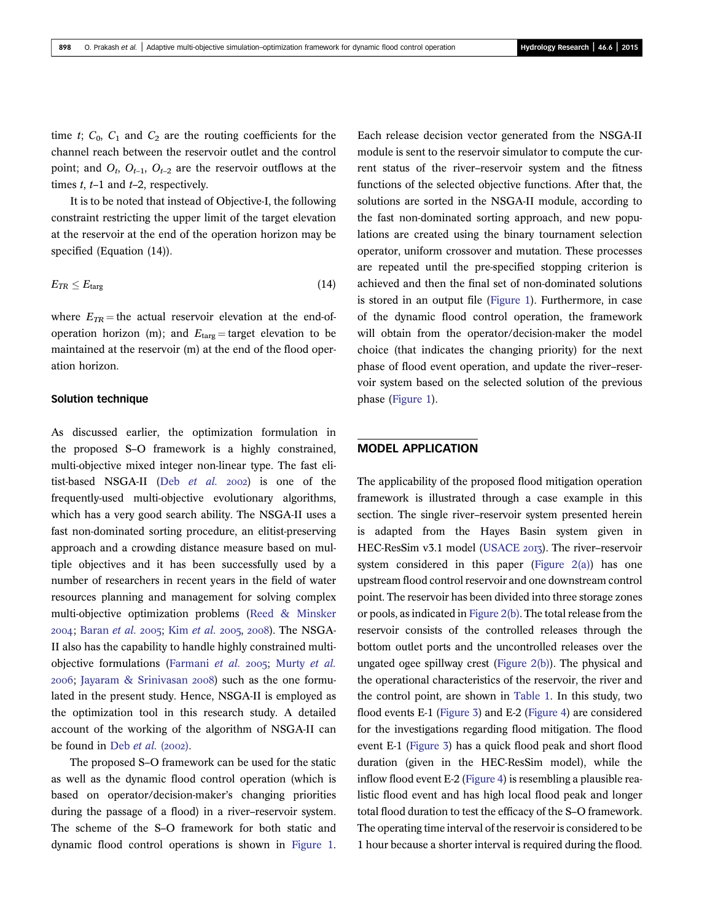time $t$; $C_0$, $C_1$ and $C_2$ are the routing coefficients for the channel reach between the reservoir outlet and the control point; and $O_t$, $O_{t-1}$, $O_{t-2}$ are the reservoir outflows at the times $t$, $t$–1 and $t$–2, respectively.

It is to be noted that instead of Objective-I, the following constraint restricting the upper limit of the target elevation at the reservoir at the end of the operation horizon may be specified (Equation (14)).

$$E_{TR} \leq E_{\text{targ}} \tag{14}$$

where $E_{TR}$ = the actual reservoir elevation at the end-of-operation horizon (m); and $E_{\text{targ}}$ = target elevation to be maintained at the reservoir (m) at the end of the flood operation horizon.

### Solution technique

As discussed earlier, the optimization formulation in the proposed S–O framework is a highly constrained, multi-objective mixed integer non-linear type. The fast elitist-based NSGA-II (Deb *et al.* 2002) is one of the frequently-used multi-objective evolutionary algorithms, which has a very good search ability. The NSGA-II uses a fast non-dominated sorting procedure, an elitist-preserving approach and a crowding distance measure based on multiple objectives and it has been successfully used by a number of researchers in recent years in the field of water resources planning and management for solving complex multi-objective optimization problems (Reed & Minsker 2004; Baran *et al.* 2005; Kim *et al.* 2005, 2008). The NSGA-II also has the capability to handle highly constrained multi-objective formulations (Farmani *et al.* 2005; Murty *et al.* 2006; Jayaram & Srinivasan 2008) such as the one formulated in the present study. Hence, NSGA-II is employed as the optimization tool in this research study. A detailed account of the working of the algorithm of NSGA-II can be found in Deb *et al.* (2002).

The proposed S–O framework can be used for the static as well as the dynamic flood control operation (which is based on operator/decision-maker's changing priorities during the passage of a flood) in a river–reservoir system. The scheme of the S–O framework for both static and dynamic flood control operations is shown in Figure 1. Each release decision vector generated from the NSGA-II module is sent to the reservoir simulator to compute the current status of the river–reservoir system and the fitness functions of the selected objective functions. After that, the solutions are sorted in the NSGA-II module, according to the fast non-dominated sorting approach, and new populations are created using the binary tournament selection operator, uniform crossover and mutation. These processes are repeated until the pre-specified stopping criterion is achieved and then the final set of non-dominated solutions is stored in an output file (Figure 1). Furthermore, in case of the dynamic flood control operation, the framework will obtain from the operator/decision-maker the model choice (that indicates the changing priority) for the next phase of flood event operation, and update the river–reservoir system based on the selected solution of the previous phase (Figure 1).

## MODEL APPLICATION

The applicability of the proposed flood mitigation operation framework is illustrated through a case example in this section. The single river–reservoir system presented herein is adapted from the Hayes Basin system given in HEC-ResSim v3.1 model (USACE 2013). The river–reservoir system considered in this paper (Figure 2(a)) has one upstream flood control reservoir and one downstream control point. The reservoir has been divided into three storage zones or pools, as indicated in Figure 2(b). The total release from the reservoir consists of the controlled releases through the bottom outlet ports and the uncontrolled releases over the ungated ogee spillway crest (Figure 2(b)). The physical and the operational characteristics of the reservoir, the river and the control point, are shown in Table 1. In this study, two flood events E-1 (Figure 3) and E-2 (Figure 4) are considered for the investigations regarding flood mitigation. The flood event E-1 (Figure 3) has a quick flood peak and short flood duration (given in the HEC-ResSim model), while the inflow flood event E-2 (Figure 4) is resembling a plausible realistic flood event and has high local flood peak and longer total flood duration to test the efficacy of the S–O framework. The operating time interval of the reservoir is considered to be 1 hour because a shorter interval is required during the flood.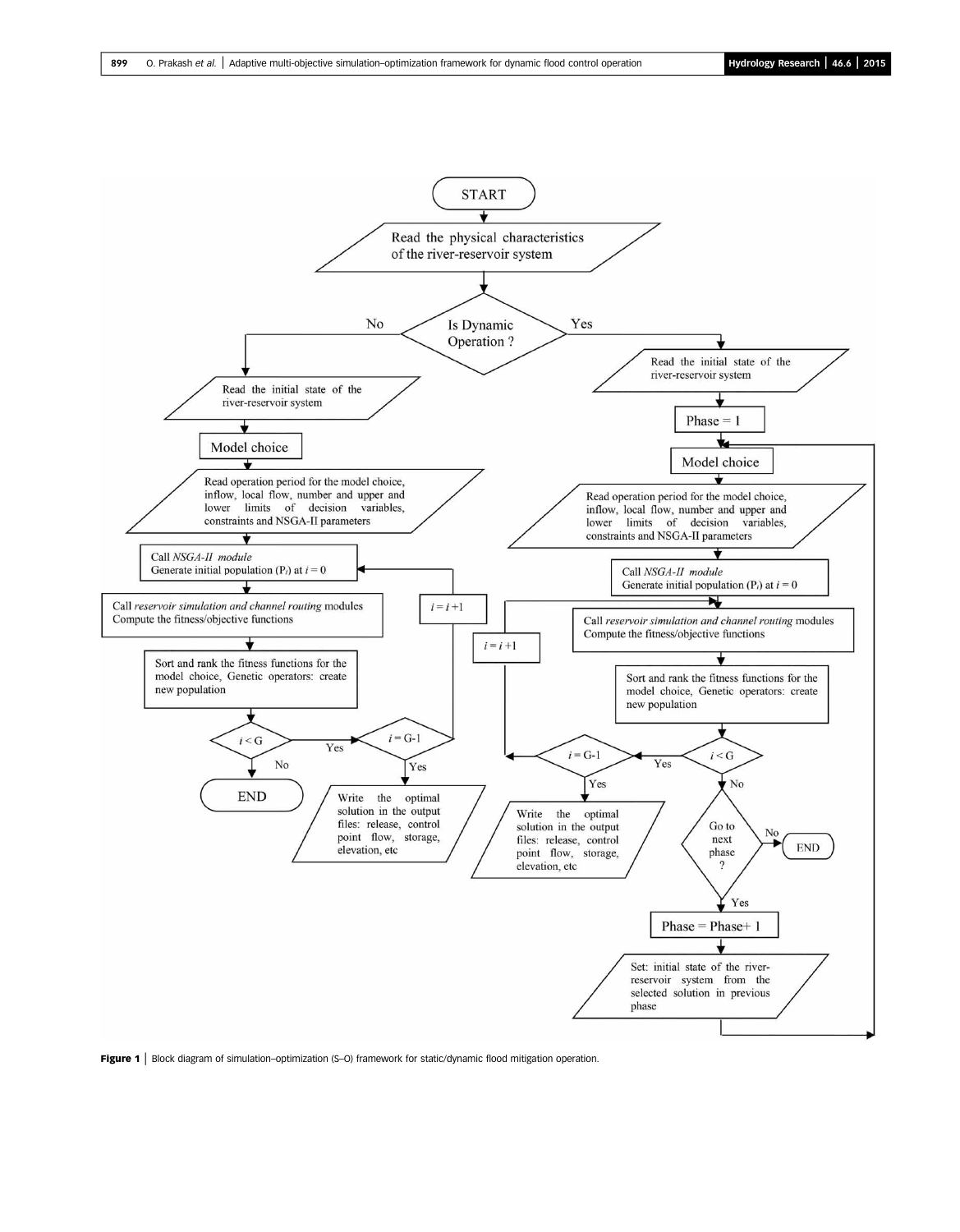START

Read the physical characteristics of the river-reservoir system

Is Dynamic Operation ?

No

Yes

Read the initial state of the river-reservoir system

Model choice

Read operation period for the model choice, inflow, local flow, number and upper and lower limits of decision variables, constraints and NSGA-II parameters

Call *NSGA-II module*
Generate initial population ($P_i$) at $i = 0$

Call *reservoir simulation and channel routing* modules
Compute the fitness/objective functions

Sort and rank the fitness functions for the model choice, Genetic operators: create new population

$i < G$

Yes

No

END

$i = G-1$

Yes

$i = i + 1$

Write the optimal solution in the output files: release, control point flow, storage, elevation, etc

Read the initial state of the river-reservoir system

Phase = 1

Model choice

Read operation period for the model choice, inflow, local flow, number and upper and lower limits of decision variables, constraints and NSGA-II parameters

Call *NSGA-II module*
Generate initial population ($P_i$) at $i = 0$

Call *reservoir simulation and channel routing* modules
Compute the fitness/objective functions

$i = i + 1$

Sort and rank the fitness functions for the model choice, Genetic operators: create new population

$i = G-1$

Yes

$i < G$

Yes

No

Write the optimal solution in the output files: release, control point flow, storage, elevation, etc

Go to next phase ?

No

END

Yes

Phase = Phase + 1

Set: initial state of the river-reservoir system from the selected solution in previous phase

**Figure 1** | Block diagram of simulation–optimization (S–O) framework for static/dynamic flood mitigation operation.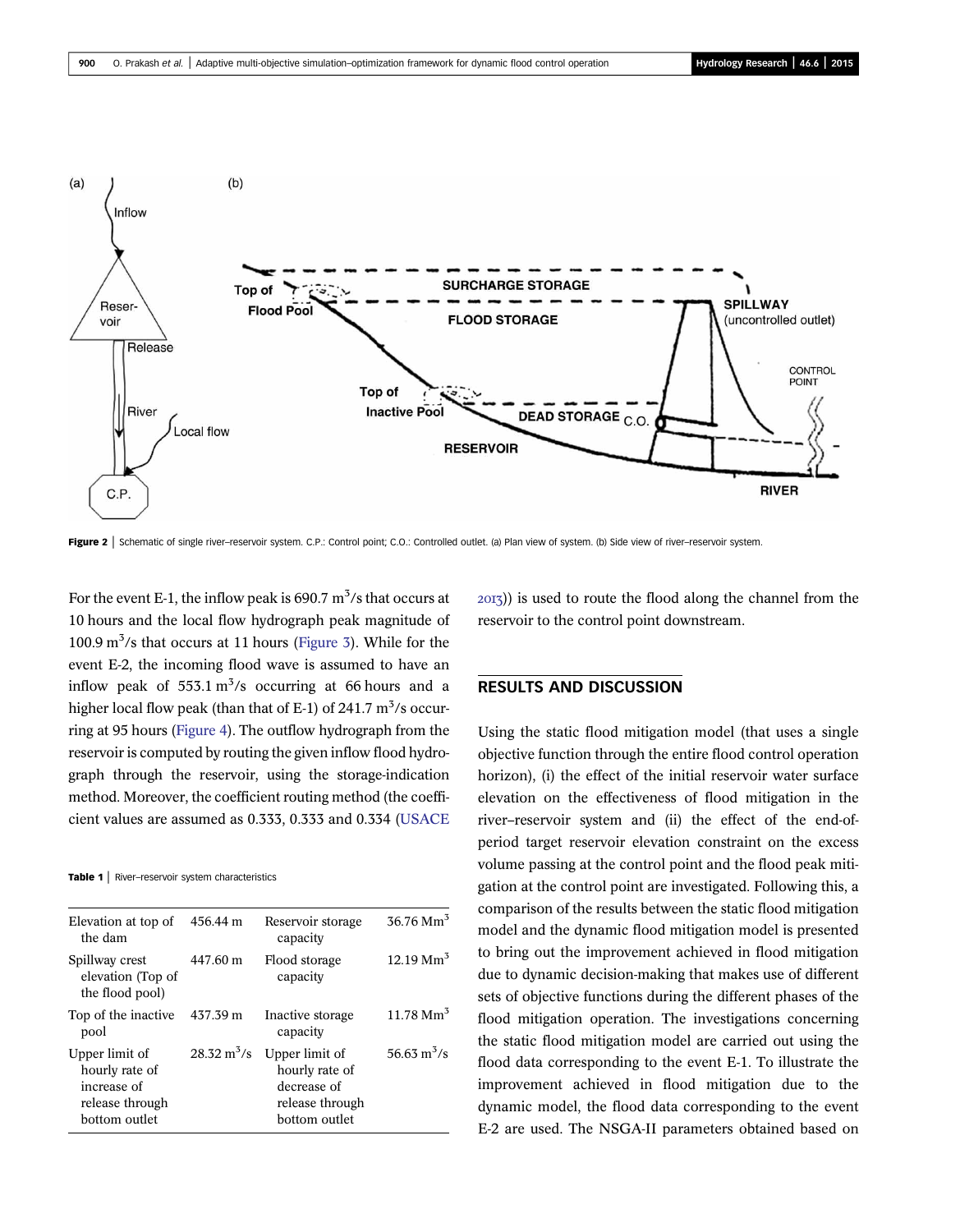(a)

Inflow

Reser-
voir

Release

River

Local flow

C.P.

(b)

Top of
Flood Pool

SURCHARGE STORAGE

FLOOD STORAGE

SPILLWAY
(uncontrolled outlet)

CONTROL
POINT

Top of
Inactive Pool

DEAD STORAGE C.O.

RESERVOIR

RIVER

**Figure 2** | Schematic of single river–reservoir system. C.P.: Control point; C.O.: Controlled outlet. (a) Plan view of system. (b) Side view of river–reservoir system.

For the event E-1, the inflow peak is 690.7 $m^3$/s that occurs at 10 hours and the local flow hydrograph peak magnitude of 100.9 $m^3$/s that occurs at 11 hours (Figure 3). While for the event E-2, the incoming flood wave is assumed to have an inflow peak of 553.1 $m^3$/s occurring at 66 hours and a higher local flow peak (than that of E-1) of 241.7 $m^3$/s occurring at 95 hours (Figure 4). The outflow hydrograph from the reservoir is computed by routing the given inflow flood hydrograph through the reservoir, using the storage-indication method. Moreover, the coefficient routing method (the coefficient values are assumed as 0.333, 0.333 and 0.334 (USACE 2013)) is used to route the flood along the channel from the reservoir to the control point downstream.

**Table 1** | River–reservoir system characteristics

| | | | |
|---|---|---|---|
| Elevation at top of the dam | 456.44 m | Reservoir storage capacity | 36.76 $Mm^3$ |
| Spillway crest elevation (Top of the flood pool) | 447.60 m | Flood storage capacity | 12.19 $Mm^3$ |
| Top of the inactive pool | 437.39 m | Inactive storage capacity | 11.78 $Mm^3$ |
| Upper limit of hourly rate of increase of release through bottom outlet | 28.32 $m^3$/s | Upper limit of hourly rate of decrease of release through bottom outlet | 56.63 $m^3$/s |

## RESULTS AND DISCUSSION

Using the static flood mitigation model (that uses a single objective function through the entire flood control operation horizon), (i) the effect of the initial reservoir water surface elevation on the effectiveness of flood mitigation in the river–reservoir system and (ii) the effect of the end-of-period target reservoir elevation constraint on the excess volume passing at the control point and the flood peak mitigation at the control point are investigated. Following this, a comparison of the results between the static flood mitigation model and the dynamic flood mitigation model is presented to bring out the improvement achieved in flood mitigation due to dynamic decision-making that makes use of different sets of objective functions during the different phases of the flood mitigation operation. The investigations concerning the static flood mitigation model are carried out using the flood data corresponding to the event E-1. To illustrate the improvement achieved in flood mitigation due to the dynamic model, the flood data corresponding to the event E-2 are used. The NSGA-II parameters obtained based on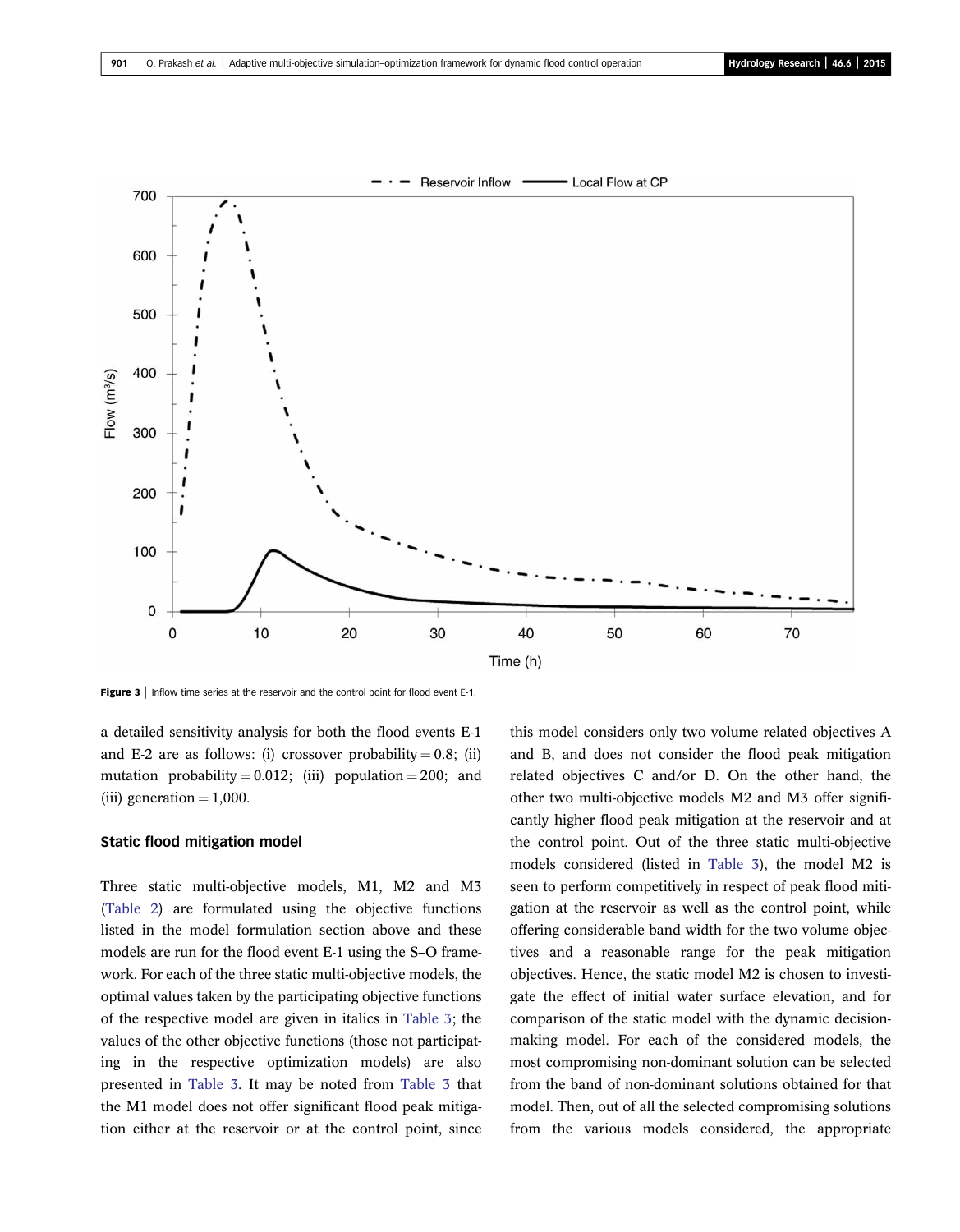Reservoir Inflow
Local Flow at CP

Flow (m³/s)

700
600
500
400
300
200
100
0

0 10 20 30 40 50 60 70

Time (h)

**Figure 3** | Inflow time series at the reservoir and the control point for flood event E-1.

a detailed sensitivity analysis for both the flood events E-1 and E-2 are as follows: (i) crossover probability = 0.8; (ii) mutation probability = 0.012; (iii) population = 200; and (iii) generation = 1,000.

## Static flood mitigation model

Three static multi-objective models, M1, M2 and M3 (Table 2) are formulated using the objective functions listed in the model formulation section above and these models are run for the flood event E-1 using the S–O framework. For each of the three static multi-objective models, the optimal values taken by the participating objective functions of the respective model are given in italics in Table 3; the values of the other objective functions (those not participating in the respective optimization models) are also presented in Table 3. It may be noted from Table 3 that the M1 model does not offer significant flood peak mitigation either at the reservoir or at the control point, since this model considers only two volume related objectives A and B, and does not consider the flood peak mitigation related objectives C and/or D. On the other hand, the other two multi-objective models M2 and M3 offer significantly higher flood peak mitigation at the reservoir and at the control point. Out of the three static multi-objective models considered (listed in Table 3), the model M2 is seen to perform competitively in respect of peak flood mitigation at the reservoir as well as the control point, while offering considerable band width for the two volume objectives and a reasonable range for the peak mitigation objectives. Hence, the static model M2 is chosen to investigate the effect of initial water surface elevation, and for comparison of the static model with the dynamic decision-making model. For each of the considered models, the most compromising non-dominant solution can be selected from the band of non-dominant solutions obtained for that model. Then, out of all the selected compromising solutions from the various models considered, the appropriate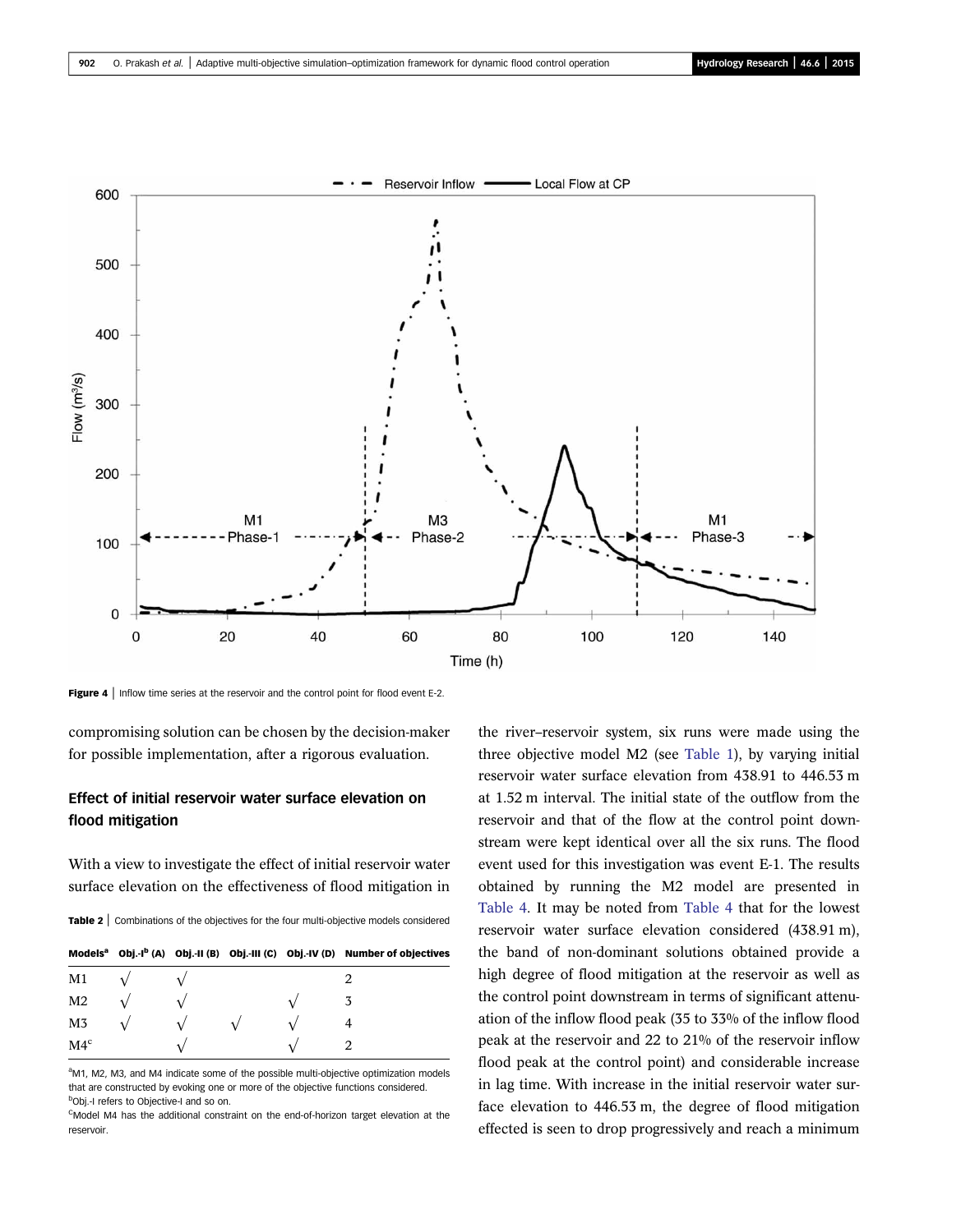Reservoir Inflow
Local Flow at CP
600
500
400
300
200
100
0
Flow (m³/s)
0
20
40
60
80
100
120
140
Time (h)
M1
Phase-1
M3
Phase-2
M1
Phase-3

**Figure 4** | Inflow time series at the reservoir and the control point for flood event E-2.

compromising solution can be chosen by the decision-maker for possible implementation, after a rigorous evaluation.

### Effect of initial reservoir water surface elevation on flood mitigation

With a view to investigate the effect of initial reservoir water surface elevation on the effectiveness of flood mitigation in the river–reservoir system, six runs were made using the three objective model M2 (see Table 1), by varying initial reservoir water surface elevation from 438.91 to 446.53 m at 1.52 m interval. The initial state of the outflow from the reservoir and that of the flow at the control point downstream were kept identical over all the six runs. The flood event used for this investigation was event E-1. The results obtained by running the M2 model are presented in Table 4. It may be noted from Table 4 that for the lowest reservoir water surface elevation considered (438.91 m), the band of non-dominant solutions obtained provide a high degree of flood mitigation at the reservoir as well as the control point downstream in terms of significant attenuation of the inflow flood peak (35 to 33% of the inflow flood peak at the reservoir and 22 to 21% of the reservoir inflow flood peak at the control point) and considerable increase in lag time. With increase in the initial reservoir water surface elevation to 446.53 m, the degree of flood mitigation effected is seen to drop progressively and reach a minimum

**Table 2** | Combinations of the objectives for the four multi-objective models considered

| Models[a] | Obj.-I[b] (A) | Obj.-II (B) | Obj.-III (C) | Obj.-IV (D) | Number of objectives |
|---|---|---|---|---|---|
| M1 | √ | √ | | | 2 |
| M2 | √ | √ | | √ | 3 |
| M3 | √ | √ | √ | √ | 4 |
| M4[c] | | √ | | √ | 2 |

[a]M1, M2, M3, and M4 indicate some of the possible multi-objective optimization models that are constructed by evoking one or more of the objective functions considered.
[b]Obj.-I refers to Objective-I and so on.
[c]Model M4 has the additional constraint on the end-of-horizon target elevation at the reservoir.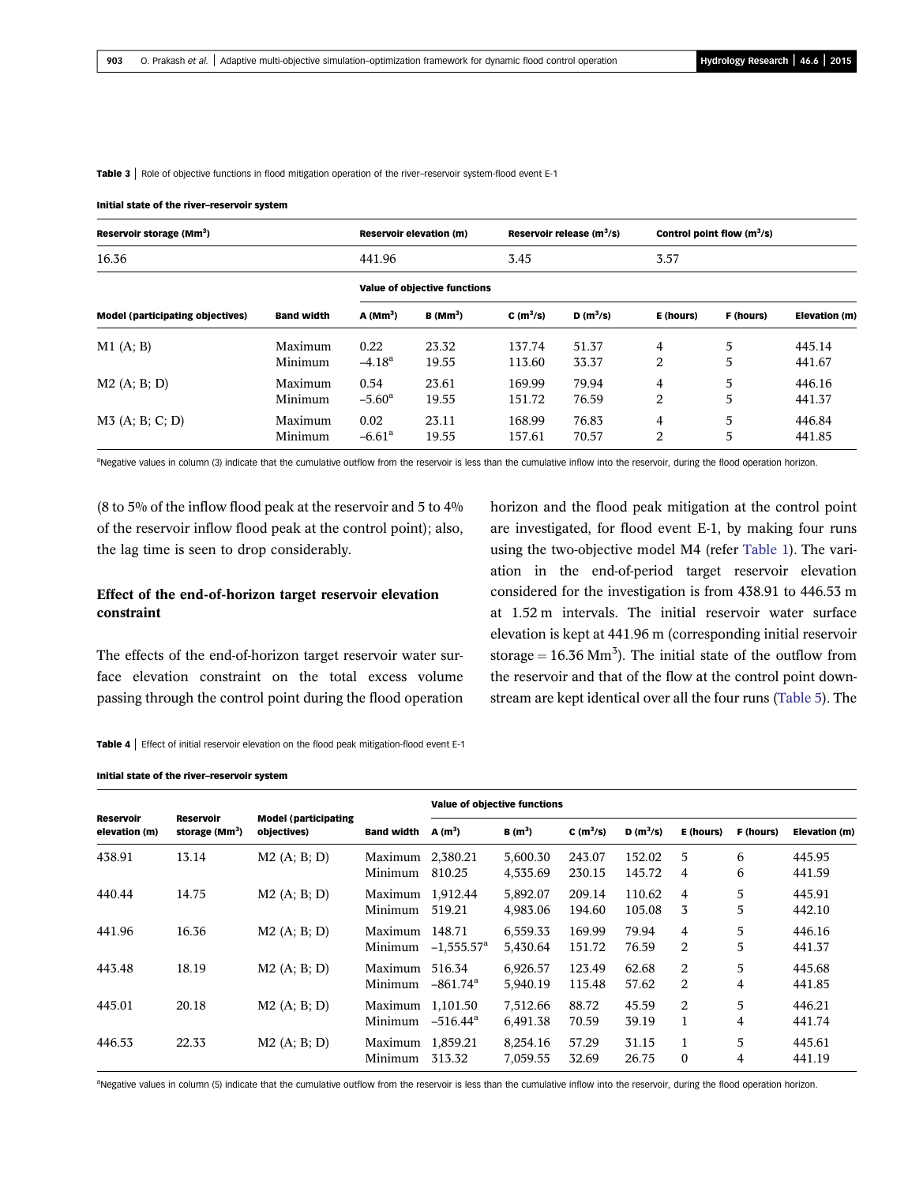**Table 3** | Role of objective functions in flood mitigation operation of the river–reservoir system-flood event E-1

**Initial state of the river–reservoir system**

| Reservoir storage (Mm$^3$) | | Reservoir elevation (m) | | Reservoir release (m$^3$/s) | | Control point flow (m$^3$/s) | | |
|---|---|---|---|---|---|---|---|---|
| 16.36 | | 441.96 | | 3.45 | | 3.57 | | |
| | | **Value of objective functions** | | | | | | |
| **Model (participating objectives)** | **Band width** | **A (Mm$^3$)** | **B (Mm$^3$)** | **C (m$^3$/s)** | **D (m$^3$/s)** | **E (hours)** | **F (hours)** | **Elevation (m)** |
| M1 (A; B) | Maximum | 0.22 | 23.32 | 137.74 | 51.37 | 4 | 5 | 445.14 |
| | Minimum | –4.18[a] | 19.55 | 113.60 | 33.37 | 2 | 5 | 441.67 |
| M2 (A; B; D) | Maximum | 0.54 | 23.61 | 169.99 | 79.94 | 4 | 5 | 446.16 |
| | Minimum | –5.60[a] | 19.55 | 151.72 | 76.59 | 2 | 5 | 441.37 |
| M3 (A; B; C; D) | Maximum | 0.02 | 23.11 | 168.99 | 76.83 | 4 | 5 | 446.84 |
| | Minimum | –6.61[a] | 19.55 | 157.61 | 70.57 | 2 | 5 | 441.85 |

[a]Negative values in column (3) indicate that the cumulative outflow from the reservoir is less than the cumulative inflow into the reservoir, during the flood operation horizon.

(8 to 5% of the inflow flood peak at the reservoir and 5 to 4% of the reservoir inflow flood peak at the control point); also, the lag time is seen to drop considerably.

### Effect of the end-of-horizon target reservoir elevation constraint

The effects of the end-of-horizon target reservoir water surface elevation constraint on the total excess volume passing through the control point during the flood operation horizon and the flood peak mitigation at the control point are investigated, for flood event E-1, by making four runs using the two-objective model M4 (refer Table 1). The variation in the end-of-period target reservoir elevation considered for the investigation is from 438.91 to 446.53 m at 1.52 m intervals. The initial reservoir water surface elevation is kept at 441.96 m (corresponding initial reservoir storage = 16.36 Mm$^3$). The initial state of the outflow from the reservoir and that of the flow at the control point downstream are kept identical over all the four runs (Table 5). The

**Table 4** | Effect of initial reservoir elevation on the flood peak mitigation-flood event E-1

**Initial state of the river–reservoir system**

| Reservoir elevation (m) | Reservoir storage (Mm$^3$) | Model (participating objectives) | Band width | A (m$^3$) | B (m$^3$) | C (m$^3$/s) | D (m$^3$/s) | E (hours) | F (hours) | Elevation (m) |
|---|---|---|---|---|---|---|---|---|---|---|
| | | | | **Value of objective functions** | | | | | | |
| 438.91 | 13.14 | M2 (A; B; D) | Maximum | 2,380.21 | 5,600.30 | 243.07 | 152.02 | 5 | 6 | 445.95 |
| | | | Minimum | 810.25 | 4,535.69 | 230.15 | 145.72 | 4 | 6 | 441.59 |
| 440.44 | 14.75 | M2 (A; B; D) | Maximum | 1,912.44 | 5,892.07 | 209.14 | 110.62 | 4 | 5 | 445.91 |
| | | | Minimum | 519.21 | 4,983.06 | 194.60 | 105.08 | 3 | 5 | 442.10 |
| 441.96 | 16.36 | M2 (A; B; D) | Maximum | 148.71 | 6,559.33 | 169.99 | 79.94 | 4 | 5 | 446.16 |
| | | | Minimum | –1,555.57[a] | 5,430.64 | 151.72 | 76.59 | 2 | 5 | 441.37 |
| 443.48 | 18.19 | M2 (A; B; D) | Maximum | 516.34 | 6,926.57 | 123.49 | 62.68 | 2 | 5 | 445.68 |
| | | | Minimum | –861.74[a] | 5,940.19 | 115.48 | 57.62 | 2 | 4 | 441.85 |
| 445.01 | 20.18 | M2 (A; B; D) | Maximum | 1,101.50 | 7,512.66 | 88.72 | 45.59 | 2 | 5 | 446.21 |
| | | | Minimum | –516.44[a] | 6,491.38 | 70.59 | 39.19 | 1 | 4 | 441.74 |
| 446.53 | 22.33 | M2 (A; B; D) | Maximum | 1,859.21 | 8,254.16 | 57.29 | 31.15 | 1 | 5 | 445.61 |
| | | | Minimum | 313.32 | 7,059.55 | 32.69 | 26.75 | 0 | 4 | 441.19 |

[a]Negative values in column (5) indicate that the cumulative outflow from the reservoir is less than the cumulative inflow into the reservoir, during the flood operation horizon.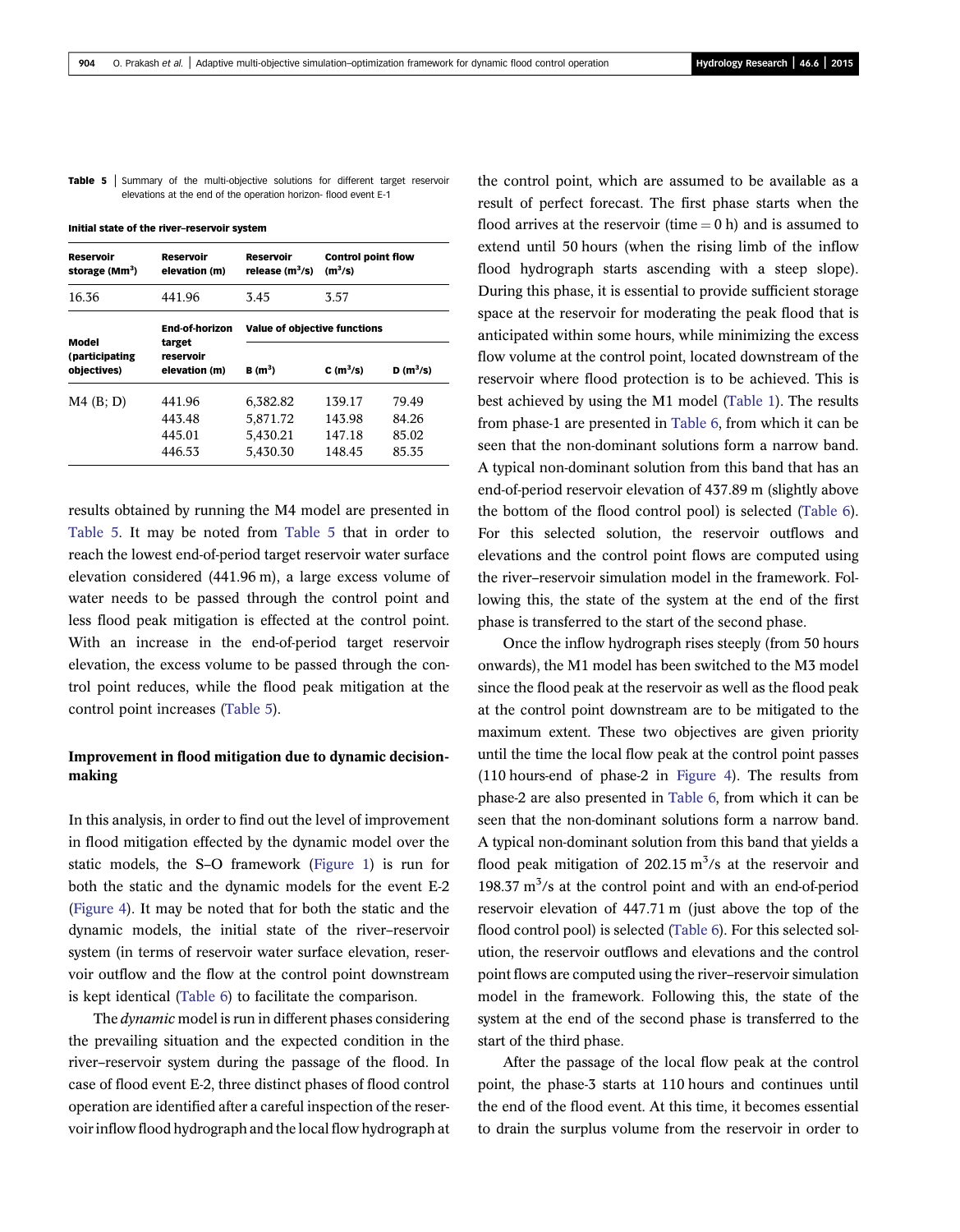**Table 5** | Summary of the multi-objective solutions for different target reservoir elevations at the end of the operation horizon- flood event E-1

**Initial state of the river–reservoir system**

| Reservoir storage (Mm$^3$) | Reservoir elevation (m) | Reservoir release (m$^3$/s) | Control point flow (m$^3$/s) |
|---|---|---|---|
| 16.36 | 441.96 | 3.45 | 3.57 |

| Model (participating objectives) | End-of-horizon target reservoir elevation (m) | Value of objective functions | | |
|---|---|---|---|---|
| | | B (m$^3$) | C (m$^3$/s) | D (m$^3$/s) |
| M4 (B; D) | 441.96 | 6,382.82 | 139.17 | 79.49 |
| | 443.48 | 5,871.72 | 143.98 | 84.26 |
| | 445.01 | 5,430.21 | 147.18 | 85.02 |
| | 446.53 | 5,430.30 | 148.45 | 85.35 |

results obtained by running the M4 model are presented in Table 5. It may be noted from Table 5 that in order to reach the lowest end-of-period target reservoir water surface elevation considered (441.96 m), a large excess volume of water needs to be passed through the control point and less flood peak mitigation is effected at the control point. With an increase in the end-of-period target reservoir elevation, the excess volume to be passed through the control point reduces, while the flood peak mitigation at the control point increases (Table 5).

## Improvement in flood mitigation due to dynamic decision-making

In this analysis, in order to find out the level of improvement in flood mitigation effected by the dynamic model over the static models, the S–O framework (Figure 1) is run for both the static and the dynamic models for the event E-2 (Figure 4). It may be noted that for both the static and the dynamic models, the initial state of the river–reservoir system (in terms of reservoir water surface elevation, reservoir outflow and the flow at the control point downstream is kept identical (Table 6) to facilitate the comparison.

The *dynamic* model is run in different phases considering the prevailing situation and the expected condition in the river–reservoir system during the passage of the flood. In case of flood event E-2, three distinct phases of flood control operation are identified after a careful inspection of the reservoir inflow flood hydrograph and the local flow hydrograph at the control point, which are assumed to be available as a result of perfect forecast. The first phase starts when the flood arrives at the reservoir (time = 0 h) and is assumed to extend until 50 hours (when the rising limb of the inflow flood hydrograph starts ascending with a steep slope). During this phase, it is essential to provide sufficient storage space at the reservoir for moderating the peak flood that is anticipated within some hours, while minimizing the excess flow volume at the control point, located downstream of the reservoir where flood protection is to be achieved. This is best achieved by using the M1 model (Table 1). The results from phase-1 are presented in Table 6, from which it can be seen that the non-dominant solutions form a narrow band. A typical non-dominant solution from this band that has an end-of-period reservoir elevation of 437.89 m (slightly above the bottom of the flood control pool) is selected (Table 6). For this selected solution, the reservoir outflows and elevations and the control point flows are computed using the river–reservoir simulation model in the framework. Following this, the state of the system at the end of the first phase is transferred to the start of the second phase.

Once the inflow hydrograph rises steeply (from 50 hours onwards), the M1 model has been switched to the M3 model since the flood peak at the reservoir as well as the flood peak at the control point downstream are to be mitigated to the maximum extent. These two objectives are given priority until the time the local flow peak at the control point passes (110 hours-end of phase-2 in Figure 4). The results from phase-2 are also presented in Table 6, from which it can be seen that the non-dominant solutions form a narrow band. A typical non-dominant solution from this band that yields a flood peak mitigation of 202.15 m$^3$/s at the reservoir and 198.37 m$^3$/s at the control point and with an end-of-period reservoir elevation of 447.71 m (just above the top of the flood control pool) is selected (Table 6). For this selected solution, the reservoir outflows and elevations and the control point flows are computed using the river–reservoir simulation model in the framework. Following this, the state of the system at the end of the second phase is transferred to the start of the third phase.

After the passage of the local flow peak at the control point, the phase-3 starts at 110 hours and continues until the end of the flood event. At this time, it becomes essential to drain the surplus volume from the reservoir in order to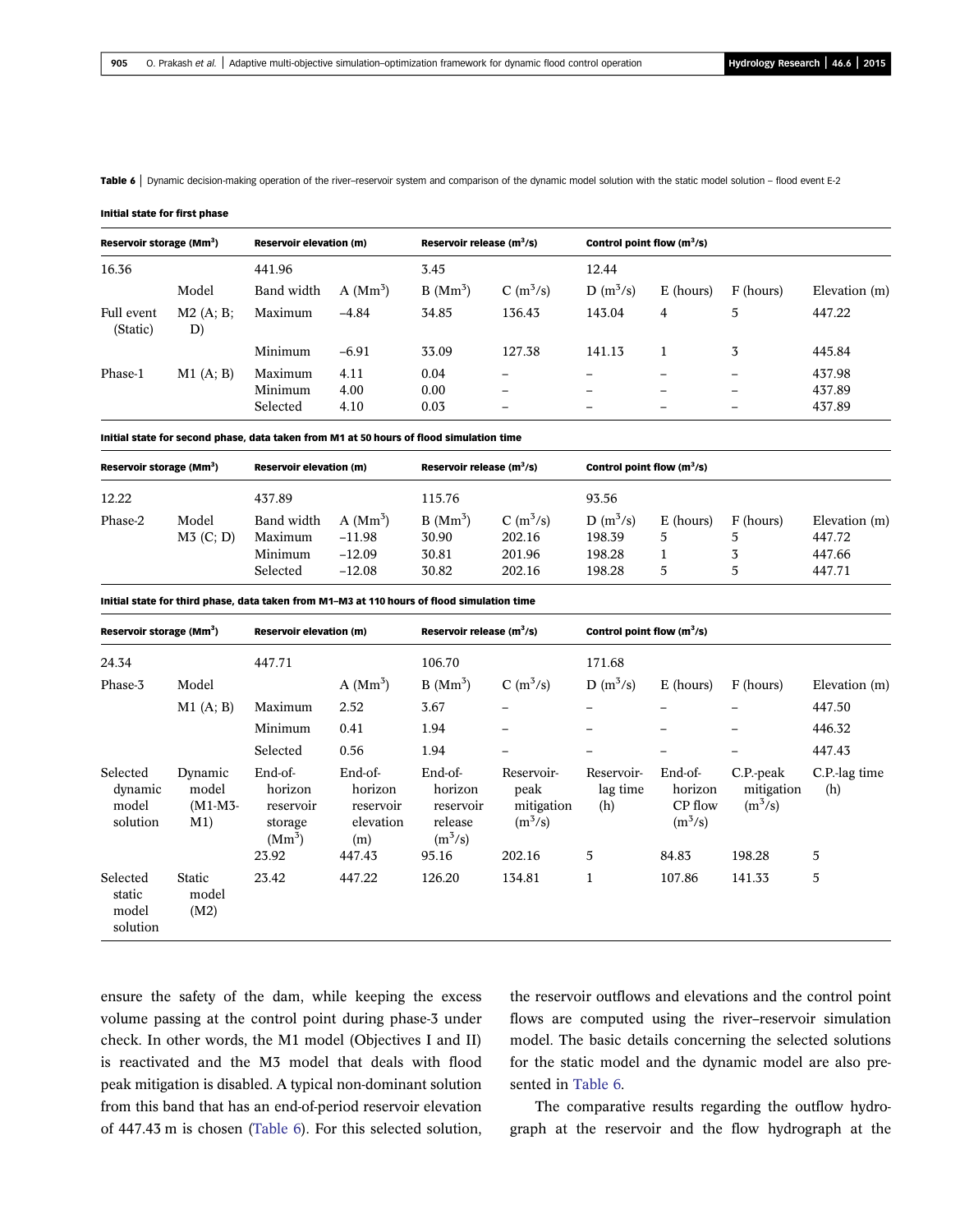**Table 6** | Dynamic decision-making operation of the river–reservoir system and comparison of the dynamic model solution with the static model solution – flood event E-2

**Initial state for first phase**

| Reservoir storage (Mm$^3$) | | Reservoir elevation (m) | | Reservoir release (m$^3$/s) | | Control point flow (m$^3$/s) | | | |
|---|---|---|---|---|---|---|---|---|---|
| 16.36 | | 441.96 | | 3.45 | | 12.44 | | | |
| | Model | Band width | A (Mm$^3$) | B (Mm$^3$) | C (m$^3$/s) | D (m$^3$/s) | E (hours) | F (hours) | Elevation (m) |
| Full event (Static) | M2 (A; B; D) | Maximum | –4.84 | 34.85 | 136.43 | 143.04 | 4 | 5 | 447.22 |
| | | Minimum | –6.91 | 33.09 | 127.38 | 141.13 | 1 | 3 | 445.84 |
| Phase-1 | M1 (A; B) | Maximum | 4.11 | 0.04 | – | – | – | – | 437.98 |
| | | Minimum | 4.00 | 0.00 | – | – | – | – | 437.89 |
| | | Selected | 4.10 | 0.03 | – | – | – | – | 437.89 |

**Initial state for second phase, data taken from M1 at 50 hours of flood simulation time**

| Reservoir storage (Mm$^3$) | | Reservoir elevation (m) | | Reservoir release (m$^3$/s) | | Control point flow (m$^3$/s) | | | |
|---|---|---|---|---|---|---|---|---|---|
| 12.22 | | 437.89 | | 115.76 | | 93.56 | | | |
| Phase-2 | Model | Band width | A (Mm$^3$) | B (Mm$^3$) | C (m$^3$/s) | D (m$^3$/s) | E (hours) | F (hours) | Elevation (m) |
| | M3 (C; D) | Maximum | –11.98 | 30.90 | 202.16 | 198.39 | 5 | 5 | 447.72 |
| | | Minimum | –12.09 | 30.81 | 201.96 | 198.28 | 1 | 3 | 447.66 |
| | | Selected | –12.08 | 30.82 | 202.16 | 198.28 | 5 | 5 | 447.71 |

**Initial state for third phase, data taken from M1–M3 at 110 hours of flood simulation time**

| Reservoir storage (Mm$^3$) | | Reservoir elevation (m) | | Reservoir release (m$^3$/s) | | Control point flow (m$^3$/s) | | | |
|---|---|---|---|---|---|---|---|---|---|
| 24.34 | | 447.71 | | 106.70 | | 171.68 | | | |
| Phase-3 | Model | | A (Mm$^3$) | B (Mm$^3$) | C (m$^3$/s) | D (m$^3$/s) | E (hours) | F (hours) | Elevation (m) |
| | M1 (A; B) | Maximum | 2.52 | 3.67 | – | – | – | – | 447.50 |
| | | Minimum | 0.41 | 1.94 | – | – | – | – | 446.32 |
| | | Selected | 0.56 | 1.94 | – | – | – | – | 447.43 |
| Selected dynamic model solution | Dynamic model (M1-M3-M1) | End-of-horizon reservoir storage (Mm$^3$) | End-of-horizon reservoir elevation (m) | End-of-horizon reservoir release (m$^3$/s) | Reservoir-peak mitigation (m$^3$/s) | Reservoir-lag time (h) | End-of-horizon CP flow (m$^3$/s) | C.P.-peak mitigation (m$^3$/s) | C.P.-lag time (h) |
| | | 23.92 | 447.43 | 95.16 | 202.16 | 5 | 84.83 | 198.28 | 5 |
| Selected static model solution | Static model (M2) | 23.42 | 447.22 | 126.20 | 134.81 | 1 | 107.86 | 141.33 | 5 |

ensure the safety of the dam, while keeping the excess volume passing at the control point during phase-3 under check. In other words, the M1 model (Objectives I and II) is reactivated and the M3 model that deals with flood peak mitigation is disabled. A typical non-dominant solution from this band that has an end-of-period reservoir elevation of 447.43 m is chosen (Table 6). For this selected solution, the reservoir outflows and elevations and the control point flows are computed using the river–reservoir simulation model. The basic details concerning the selected solutions for the static model and the dynamic model are also presented in Table 6.

The comparative results regarding the outflow hydrograph at the reservoir and the flow hydrograph at the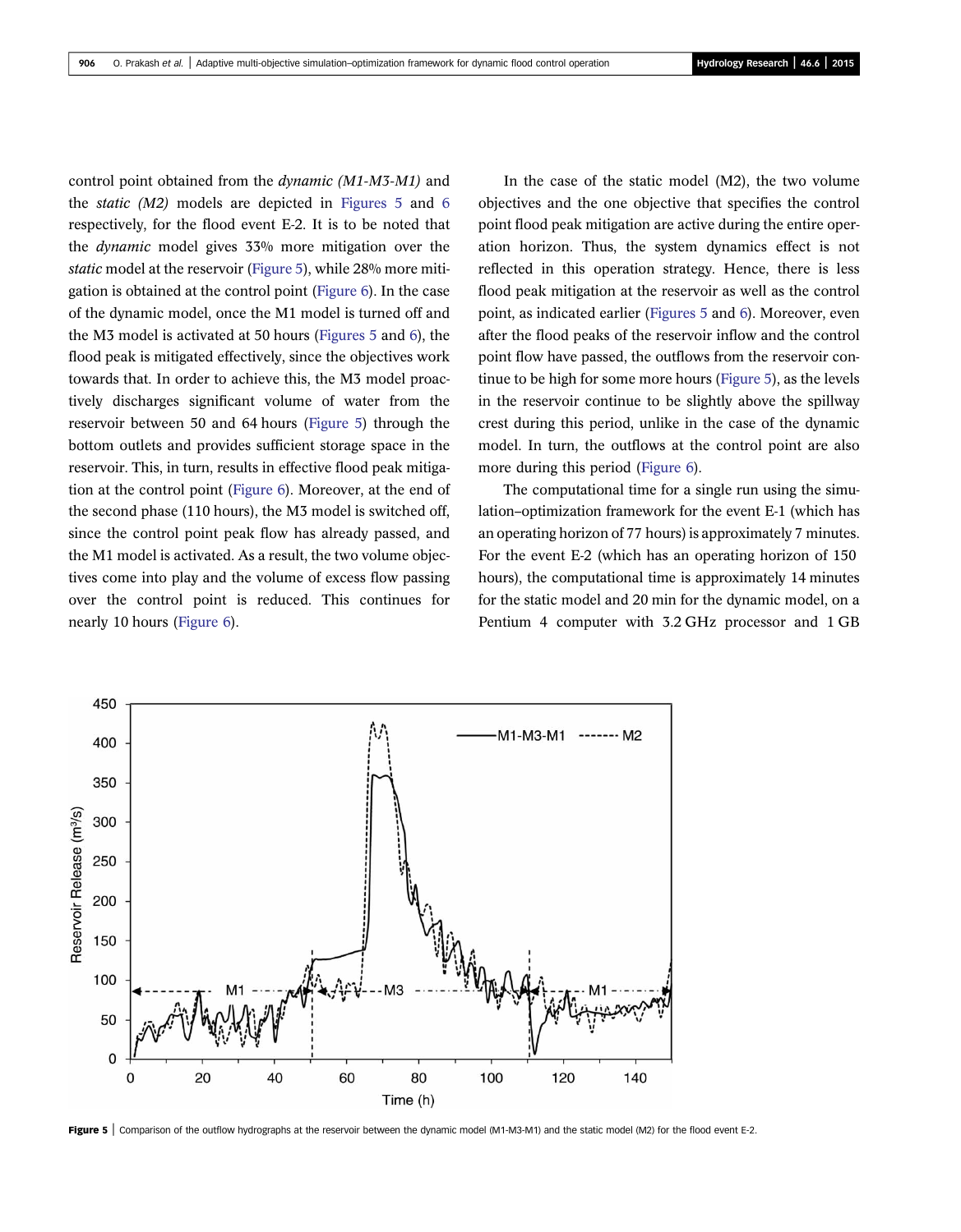control point obtained from the *dynamic (M1-M3-M1)* and the *static (M2)* models are depicted in Figures 5 and 6 respectively, for the flood event E-2. It is to be noted that the *dynamic* model gives 33% more mitigation over the *static* model at the reservoir (Figure 5), while 28% more mitigation is obtained at the control point (Figure 6). In the case of the dynamic model, once the M1 model is turned off and the M3 model is activated at 50 hours (Figures 5 and 6), the flood peak is mitigated effectively, since the objectives work towards that. In order to achieve this, the M3 model proactively discharges significant volume of water from the reservoir between 50 and 64 hours (Figure 5) through the bottom outlets and provides sufficient storage space in the reservoir. This, in turn, results in effective flood peak mitigation at the control point (Figure 6). Moreover, at the end of the second phase (110 hours), the M3 model is switched off, since the control point peak flow has already passed, and the M1 model is activated. As a result, the two volume objectives come into play and the volume of excess flow passing over the control point is reduced. This continues for nearly 10 hours (Figure 6).

In the case of the static model (M2), the two volume objectives and the one objective that specifies the control point flood peak mitigation are active during the entire operation horizon. Thus, the system dynamics effect is not reflected in this operation strategy. Hence, there is less flood peak mitigation at the reservoir as well as the control point, as indicated earlier (Figures 5 and 6). Moreover, even after the flood peaks of the reservoir inflow and the control point flow have passed, the outflows from the reservoir continue to be high for some more hours (Figure 5), as the levels in the reservoir continue to be slightly above the spillway crest during this period, unlike in the case of the dynamic model. In turn, the outflows at the control point are also more during this period (Figure 6).

The computational time for a single run using the simulation–optimization framework for the event E-1 (which has an operating horizon of 77 hours) is approximately 7 minutes. For the event E-2 (which has an operating horizon of 150 hours), the computational time is approximately 14 minutes for the static model and 20 min for the dynamic model, on a Pentium 4 computer with 3.2 GHz processor and 1 GB

M1-M3-M1
M2
Reservoir Release (m³/s)
450
400
350
300
250
200
150
100
50
0
M1
M3
M1
0
20
40
60
80
100
120
140
Time (h)

**Figure 5** | Comparison of the outflow hydrographs at the reservoir between the dynamic model (M1-M3-M1) and the static model (M2) for the flood event E-2.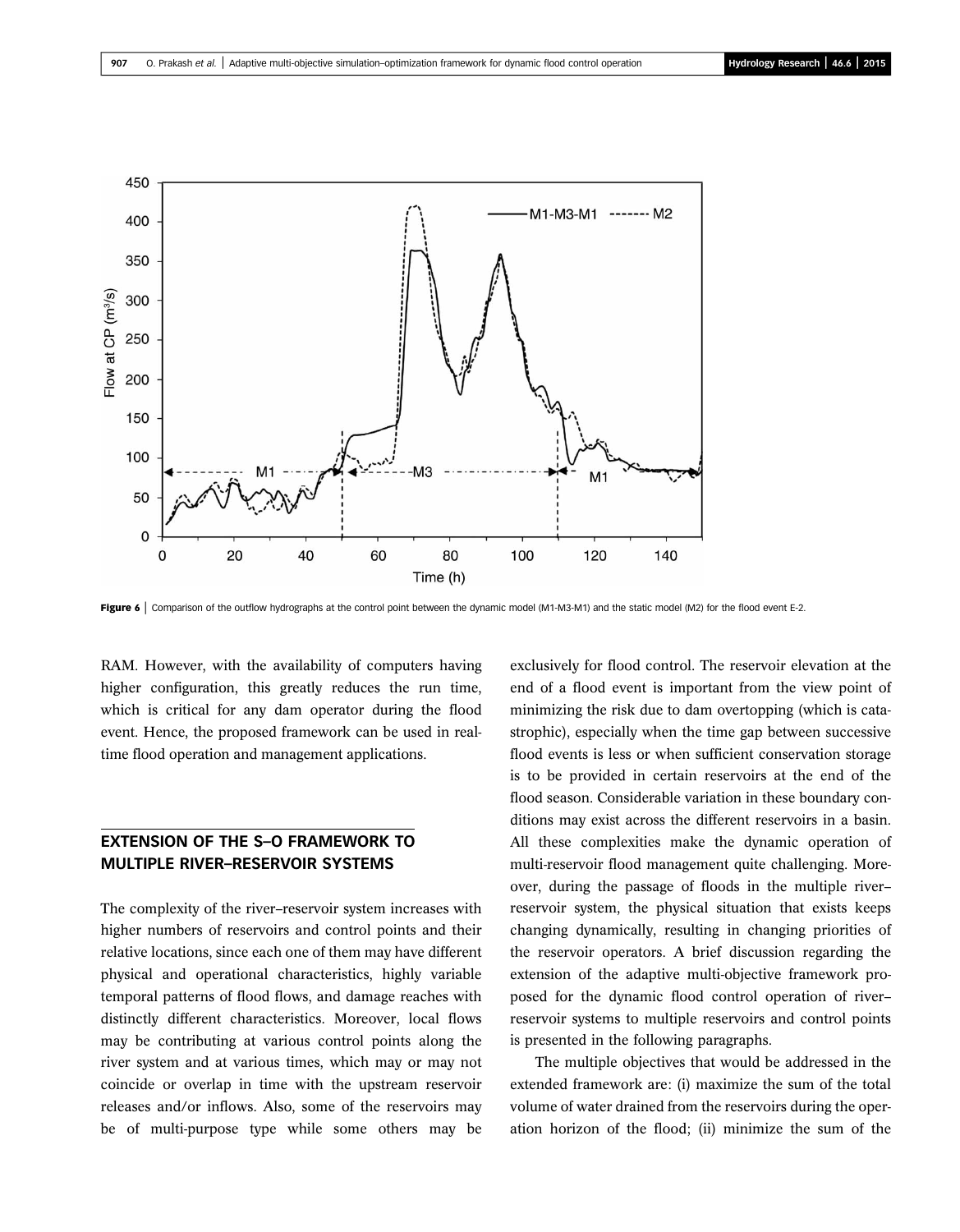450
400
350
300
250
200
150
100
50
0

Flow at CP (m³/s)

0 20 40 60 80 100 120 140

Time (h)

M1-M3-M1 ------- M2

M1 M3 M1

**Figure 6** | Comparison of the outflow hydrographs at the control point between the dynamic model (M1-M3-M1) and the static model (M2) for the flood event E-2.

RAM. However, with the availability of computers having higher configuration, this greatly reduces the run time, which is critical for any dam operator during the flood event. Hence, the proposed framework can be used in real-time flood operation and management applications.

## EXTENSION OF THE S–O FRAMEWORK TO MULTIPLE RIVER–RESERVOIR SYSTEMS

The complexity of the river–reservoir system increases with higher numbers of reservoirs and control points and their relative locations, since each one of them may have different physical and operational characteristics, highly variable temporal patterns of flood flows, and damage reaches with distinctly different characteristics. Moreover, local flows may be contributing at various control points along the river system and at various times, which may or may not coincide or overlap in time with the upstream reservoir releases and/or inflows. Also, some of the reservoirs may be of multi-purpose type while some others may be exclusively for flood control. The reservoir elevation at the end of a flood event is important from the view point of minimizing the risk due to dam overtopping (which is catastrophic), especially when the time gap between successive flood events is less or when sufficient conservation storage is to be provided in certain reservoirs at the end of the flood season. Considerable variation in these boundary conditions may exist across the different reservoirs in a basin. All these complexities make the dynamic operation of multi-reservoir flood management quite challenging. Moreover, during the passage of floods in the multiple river–reservoir system, the physical situation that exists keeps changing dynamically, resulting in changing priorities of the reservoir operators. A brief discussion regarding the extension of the adaptive multi-objective framework proposed for the dynamic flood control operation of river–reservoir systems to multiple reservoirs and control points is presented in the following paragraphs.

The multiple objectives that would be addressed in the extended framework are: (i) maximize the sum of the total volume of water drained from the reservoirs during the operation horizon of the flood; (ii) minimize the sum of the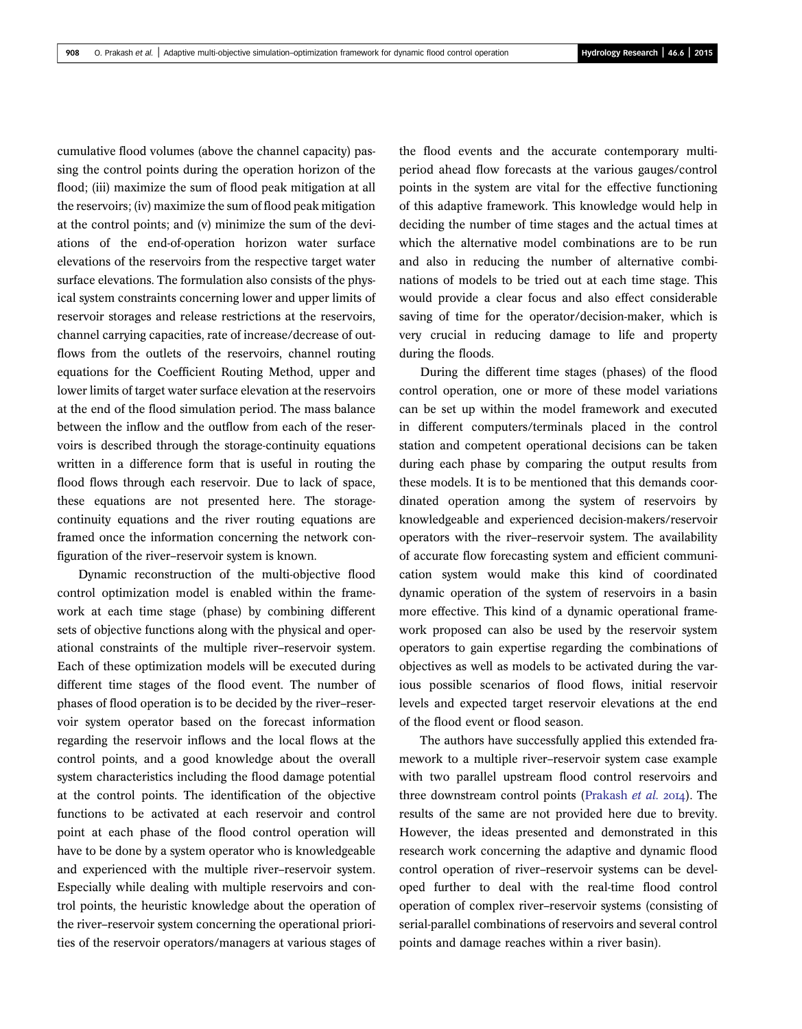cumulative flood volumes (above the channel capacity) passing the control points during the operation horizon of the flood; (iii) maximize the sum of flood peak mitigation at all the reservoirs; (iv) maximize the sum of flood peak mitigation at the control points; and (v) minimize the sum of the deviations of the end-of-operation horizon water surface elevations of the reservoirs from the respective target water surface elevations. The formulation also consists of the physical system constraints concerning lower and upper limits of reservoir storages and release restrictions at the reservoirs, channel carrying capacities, rate of increase/decrease of outflows from the outlets of the reservoirs, channel routing equations for the Coefficient Routing Method, upper and lower limits of target water surface elevation at the reservoirs at the end of the flood simulation period. The mass balance between the inflow and the outflow from each of the reservoirs is described through the storage-continuity equations written in a difference form that is useful in routing the flood flows through each reservoir. Due to lack of space, these equations are not presented here. The storage-continuity equations and the river routing equations are framed once the information concerning the network configuration of the river–reservoir system is known.

Dynamic reconstruction of the multi-objective flood control optimization model is enabled within the framework at each time stage (phase) by combining different sets of objective functions along with the physical and operational constraints of the multiple river–reservoir system. Each of these optimization models will be executed during different time stages of the flood event. The number of phases of flood operation is to be decided by the river–reservoir system operator based on the forecast information regarding the reservoir inflows and the local flows at the control points, and a good knowledge about the overall system characteristics including the flood damage potential at the control points. The identification of the objective functions to be activated at each reservoir and control point at each phase of the flood control operation will have to be done by a system operator who is knowledgeable and experienced with the multiple river–reservoir system. Especially while dealing with multiple reservoirs and control points, the heuristic knowledge about the operation of the river–reservoir system concerning the operational priorities of the reservoir operators/managers at various stages of the flood events and the accurate contemporary multi-period ahead flow forecasts at the various gauges/control points in the system are vital for the effective functioning of this adaptive framework. This knowledge would help in deciding the number of time stages and the actual times at which the alternative model combinations are to be run and also in reducing the number of alternative combinations of models to be tried out at each time stage. This would provide a clear focus and also effect considerable saving of time for the operator/decision-maker, which is very crucial in reducing damage to life and property during the floods.

During the different time stages (phases) of the flood control operation, one or more of these model variations can be set up within the model framework and executed in different computers/terminals placed in the control station and competent operational decisions can be taken during each phase by comparing the output results from these models. It is to be mentioned that this demands coordinated operation among the system of reservoirs by knowledgeable and experienced decision-makers/reservoir operators with the river–reservoir system. The availability of accurate flow forecasting system and efficient communication system would make this kind of coordinated dynamic operation of the system of reservoirs in a basin more effective. This kind of a dynamic operational framework proposed can also be used by the reservoir system operators to gain expertise regarding the combinations of objectives as well as models to be activated during the various possible scenarios of flood flows, initial reservoir levels and expected target reservoir elevations at the end of the flood event or flood season.

The authors have successfully applied this extended framework to a multiple river–reservoir system case example with two parallel upstream flood control reservoirs and three downstream control points (Prakash *et al.* 2014). The results of the same are not provided here due to brevity. However, the ideas presented and demonstrated in this research work concerning the adaptive and dynamic flood control operation of river–reservoir systems can be developed further to deal with the real-time flood control operation of complex river–reservoir systems (consisting of serial-parallel combinations of reservoirs and several control points and damage reaches within a river basin).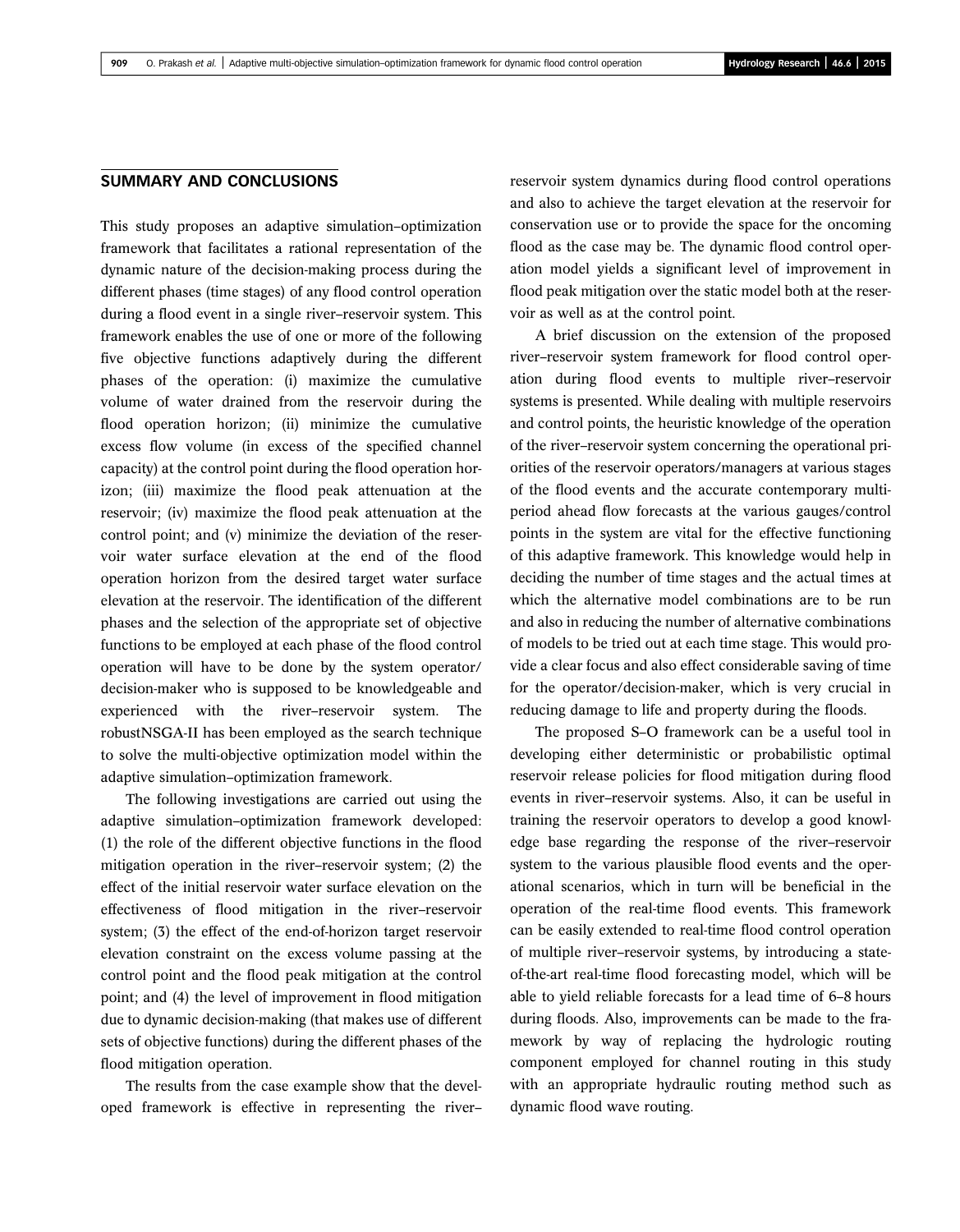## SUMMARY AND CONCLUSIONS

This study proposes an adaptive simulation–optimization framework that facilitates a rational representation of the dynamic nature of the decision-making process during the different phases (time stages) of any flood control operation during a flood event in a single river–reservoir system. This framework enables the use of one or more of the following five objective functions adaptively during the different phases of the operation: (i) maximize the cumulative volume of water drained from the reservoir during the flood operation horizon; (ii) minimize the cumulative excess flow volume (in excess of the specified channel capacity) at the control point during the flood operation horizon; (iii) maximize the flood peak attenuation at the reservoir; (iv) maximize the flood peak attenuation at the control point; and (v) minimize the deviation of the reservoir water surface elevation at the end of the flood operation horizon from the desired target water surface elevation at the reservoir. The identification of the different phases and the selection of the appropriate set of objective functions to be employed at each phase of the flood control operation will have to be done by the system operator/decision-maker who is supposed to be knowledgeable and experienced with the river–reservoir system. The robustNSGA-II has been employed as the search technique to solve the multi-objective optimization model within the adaptive simulation–optimization framework.

The following investigations are carried out using the adaptive simulation–optimization framework developed: (1) the role of the different objective functions in the flood mitigation operation in the river–reservoir system; (2) the effect of the initial reservoir water surface elevation on the effectiveness of flood mitigation in the river–reservoir system; (3) the effect of the end-of-horizon target reservoir elevation constraint on the excess volume passing at the control point and the flood peak mitigation at the control point; and (4) the level of improvement in flood mitigation due to dynamic decision-making (that makes use of different sets of objective functions) during the different phases of the flood mitigation operation.

The results from the case example show that the developed framework is effective in representing the river–reservoir system dynamics during flood control operations and also to achieve the target elevation at the reservoir for conservation use or to provide the space for the oncoming flood as the case may be. The dynamic flood control operation model yields a significant level of improvement in flood peak mitigation over the static model both at the reservoir as well as at the control point.

A brief discussion on the extension of the proposed river–reservoir system framework for flood control operation during flood events to multiple river–reservoir systems is presented. While dealing with multiple reservoirs and control points, the heuristic knowledge of the operation of the river–reservoir system concerning the operational priorities of the reservoir operators/managers at various stages of the flood events and the accurate contemporary multi-period ahead flow forecasts at the various gauges/control points in the system are vital for the effective functioning of this adaptive framework. This knowledge would help in deciding the number of time stages and the actual times at which the alternative model combinations are to be run and also in reducing the number of alternative combinations of models to be tried out at each time stage. This would provide a clear focus and also effect considerable saving of time for the operator/decision-maker, which is very crucial in reducing damage to life and property during the floods.

The proposed S–O framework can be a useful tool in developing either deterministic or probabilistic optimal reservoir release policies for flood mitigation during flood events in river–reservoir systems. Also, it can be useful in training the reservoir operators to develop a good knowledge base regarding the response of the river–reservoir system to the various plausible flood events and the operational scenarios, which in turn will be beneficial in the operation of the real-time flood events. This framework can be easily extended to real-time flood control operation of multiple river–reservoir systems, by introducing a state-of-the-art real-time flood forecasting model, which will be able to yield reliable forecasts for a lead time of 6–8 hours during floods. Also, improvements can be made to the framework by way of replacing the hydrologic routing component employed for channel routing in this study with an appropriate hydraulic routing method such as dynamic flood wave routing.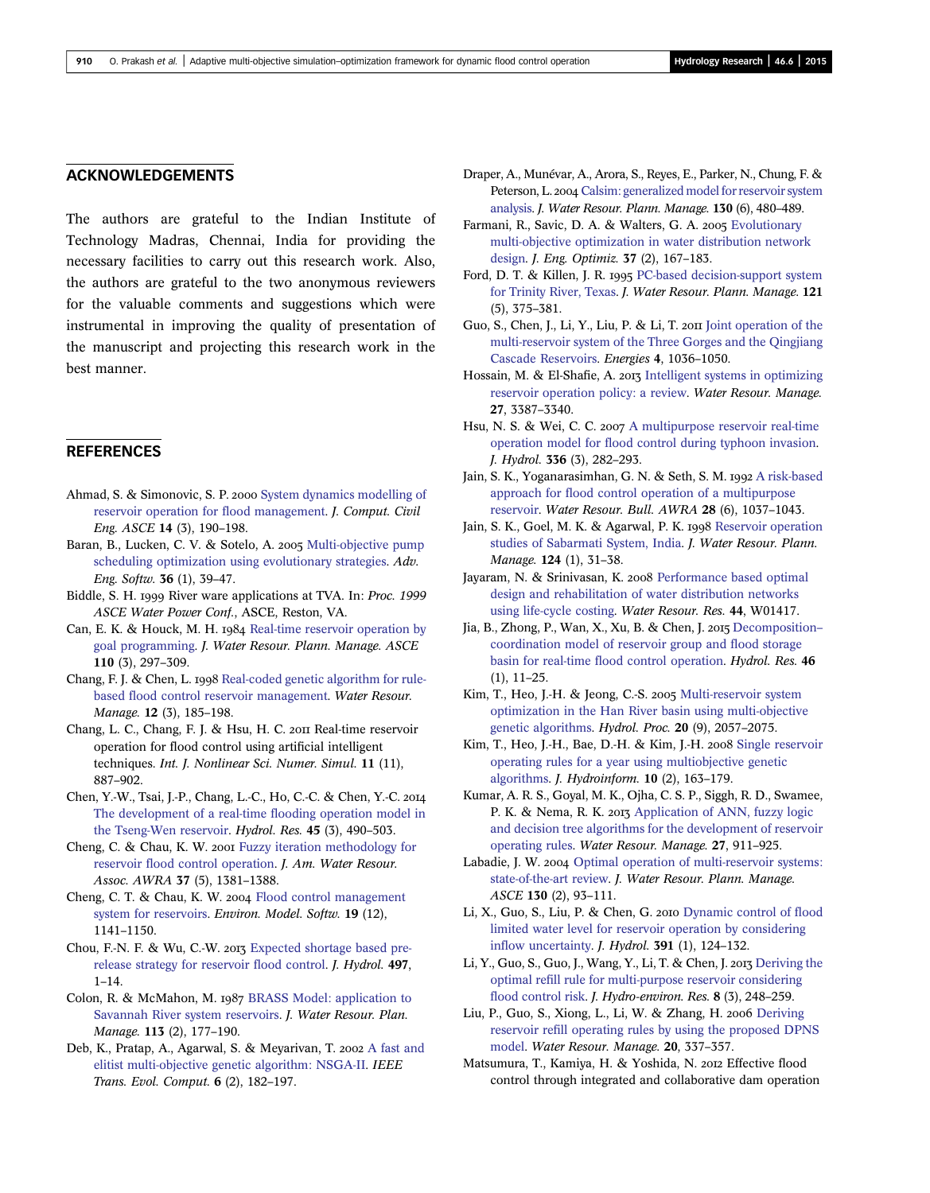## ACKNOWLEDGEMENTS

The authors are grateful to the Indian Institute of Technology Madras, Chennai, India for providing the necessary facilities to carry out this research work. Also, the authors are grateful to the two anonymous reviewers for the valuable comments and suggestions which were instrumental in improving the quality of presentation of the manuscript and projecting this research work in the best manner.

## REFERENCES

Ahmad, S. & Simonovic, S. P. 2000 System dynamics modelling of reservoir operation for flood management. *J. Comput. Civil Eng. ASCE* **14** (3), 190–198.

Baran, B., Lucken, C. V. & Sotelo, A. 2005 Multi-objective pump scheduling optimization using evolutionary strategies. *Adv. Eng. Softw.* **36** (1), 39–47.

Biddle, S. H. 1999 River ware applications at TVA. In: *Proc. 1999 ASCE Water Power Conf.*, ASCE, Reston, VA.

Can, E. K. & Houck, M. H. 1984 Real-time reservoir operation by goal programming. *J. Water Resour. Plann. Manage. ASCE* **110** (3), 297–309.

Chang, F. J. & Chen, L. 1998 Real-coded genetic algorithm for rule-based flood control reservoir management. *Water Resour. Manage.* **12** (3), 185–198.

Chang, L. C., Chang, F. J. & Hsu, H. C. 2011 Real-time reservoir operation for flood control using artificial intelligent techniques. *Int. J. Nonlinear Sci. Numer. Simul.* **11** (11), 887–902.

Chen, Y.-W., Tsai, J.-P., Chang, L.-C., Ho, C.-C. & Chen, Y.-C. 2014 The development of a real-time flooding operation model in the Tseng-Wen reservoir. *Hydrol. Res.* **45** (3), 490–503.

Cheng, C. & Chau, K. W. 2001 Fuzzy iteration methodology for reservoir flood control operation. *J. Am. Water Resour. Assoc. AWRA* **37** (5), 1381–1388.

Cheng, C. T. & Chau, K. W. 2004 Flood control management system for reservoirs. *Environ. Model. Softw.* **19** (12), 1141–1150.

Chou, F.-N. F. & Wu, C.-W. 2013 Expected shortage based pre-release strategy for reservoir flood control. *J. Hydrol.* **497**, 1–14.

Colon, R. & McMahon, M. 1987 BRASS Model: application to Savannah River system reservoirs. *J. Water Resour. Plan. Manage.* **113** (2), 177–190.

Deb, K., Pratap, A., Agarwal, S. & Meyarivan, T. 2002 A fast and elitist multi-objective genetic algorithm: NSGA-II. *IEEE Trans. Evol. Comput.* **6** (2), 182–197.

Draper, A., Munévar, A., Arora, S., Reyes, E., Parker, N., Chung, F. & Peterson, L. 2004 Calsim: generalized model for reservoir system analysis. *J. Water Resour. Plann. Manage.* **130** (6), 480–489.

Farmani, R., Savic, D. A. & Walters, G. A. 2005 Evolutionary multi-objective optimization in water distribution network design. *J. Eng. Optimiz.* **37** (2), 167–183.

Ford, D. T. & Killen, J. R. 1995 PC-based decision-support system for Trinity River, Texas. *J. Water Resour. Plann. Manage.* **121** (5), 375–381.

Guo, S., Chen, J., Li, Y., Liu, P. & Li, T. 2011 Joint operation of the multi-reservoir system of the Three Gorges and the Qingjiang Cascade Reservoirs. *Energies* **4**, 1036–1050.

Hossain, M. & El-Shafie, A. 2013 Intelligent systems in optimizing reservoir operation policy: a review. *Water Resour. Manage.* **27**, 3387–3340.

Hsu, N. S. & Wei, C. C. 2007 A multipurpose reservoir real-time operation model for flood control during typhoon invasion. *J. Hydrol.* **336** (3), 282–293.

Jain, S. K., Yoganarasimhan, G. N. & Seth, S. M. 1992 A risk-based approach for flood control operation of a multipurpose reservoir. *Water Resour. Bull. AWRA* **28** (6), 1037–1043.

Jain, S. K., Goel, M. K. & Agarwal, P. K. 1998 Reservoir operation studies of Sabarmati System, India. *J. Water Resour. Plann. Manage.* **124** (1), 31–38.

Jayaram, N. & Srinivasan, K. 2008 Performance based optimal design and rehabilitation of water distribution networks using life-cycle costing. *Water Resour. Res.* **44**, W01417.

Jia, B., Zhong, P., Wan, X., Xu, B. & Chen, J. 2015 Decomposition–coordination model of reservoir group and flood storage basin for real-time flood control operation. *Hydrol. Res.* **46** (1), 11–25.

Kim, T., Heo, J.-H. & Jeong, C.-S. 2005 Multi-reservoir system optimization in the Han River basin using multi-objective genetic algorithms. *Hydrol. Proc.* **20** (9), 2057–2075.

Kim, T., Heo, J.-H., Bae, D.-H. & Kim, J.-H. 2008 Single reservoir operating rules for a year using multiobjective genetic algorithms. *J. Hydroinform.* **10** (2), 163–179.

Kumar, A. R. S., Goyal, M. K., Ojha, C. S. P., Siggh, R. D., Swamee, P. K. & Nema, R. K. 2013 Application of ANN, fuzzy logic and decision tree algorithms for the development of reservoir operating rules. *Water Resour. Manage.* **27**, 911–925.

Labadie, J. W. 2004 Optimal operation of multi-reservoir systems: state-of-the-art review. *J. Water Resour. Plann. Manage. ASCE* **130** (2), 93–111.

Li, X., Guo, S., Liu, P. & Chen, G. 2010 Dynamic control of flood limited water level for reservoir operation by considering inflow uncertainty. *J. Hydrol.* **391** (1), 124–132.

Li, Y., Guo, S., Guo, J., Wang, Y., Li, T. & Chen, J. 2013 Deriving the optimal refill rule for multi-purpose reservoir considering flood control risk. *J. Hydro-environ. Res.* **8** (3), 248–259.

Liu, P., Guo, S., Xiong, L., Li, W. & Zhang, H. 2006 Deriving reservoir refill operating rules by using the proposed DPNS model. *Water Resour. Manage.* **20**, 337–357.

Matsumura, T., Kamiya, H. & Yoshida, N. 2012 Effective flood control through integrated and collaborative dam operation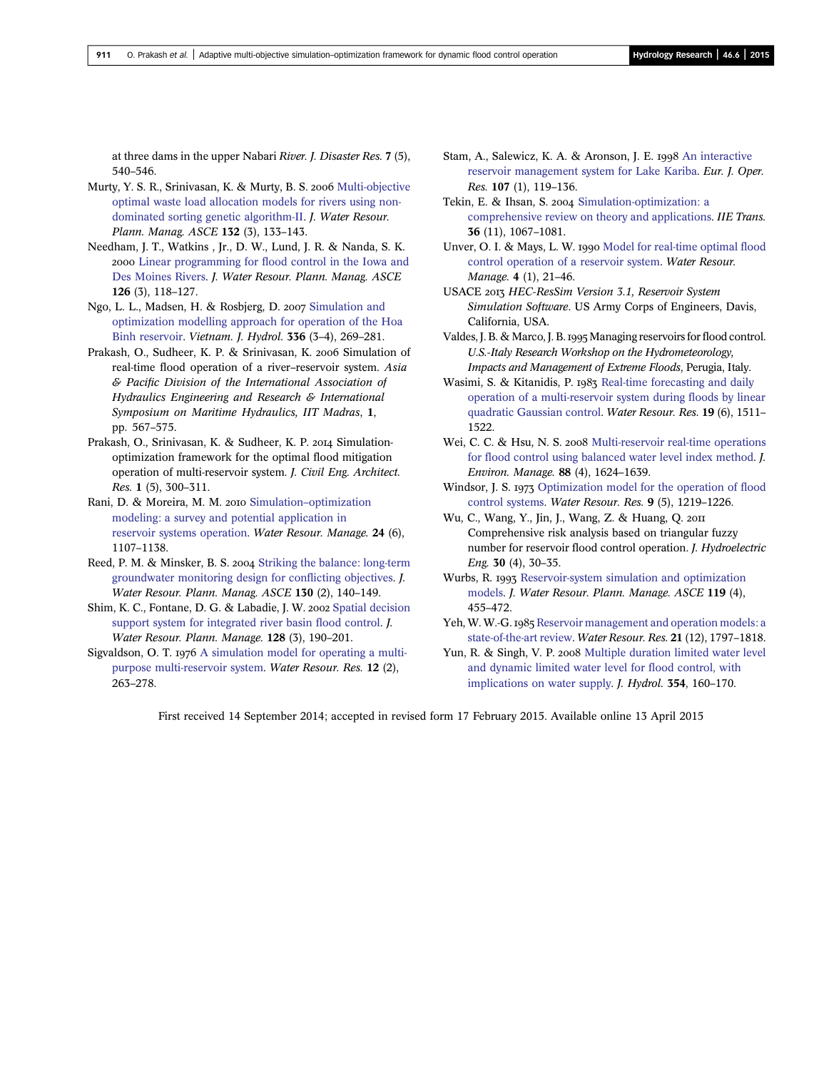at three dams in the upper Nabari River. *J. Disaster Res.* **7** (5), 540–546.

Murty, Y. S. R., Srinivasan, K. & Murty, B. S. 2006 Multi-objective optimal waste load allocation models for rivers using non-dominated sorting genetic algorithm-II. *J. Water Resour. Plann. Manag. ASCE* **132** (3), 133–143.

Needham, J. T., Watkins , Jr., D. W., Lund, J. R. & Nanda, S. K. 2000 Linear programming for flood control in the Iowa and Des Moines Rivers. *J. Water Resour. Plann. Manag. ASCE* **126** (3), 118–127.

Ngo, L. L., Madsen, H. & Rosbjerg, D. 2007 Simulation and optimization modelling approach for operation of the Hoa Binh reservoir. *Vietnam. J. Hydrol.* **336** (3–4), 269–281.

Prakash, O., Sudheer, K. P. & Srinivasan, K. 2006 Simulation of real-time flood operation of a river–reservoir system. *Asia & Pacific Division of the International Association of Hydraulics Engineering and Research & International Symposium on Maritime Hydraulics, IIT Madras*, **1**, pp. 567–575.

Prakash, O., Srinivasan, K. & Sudheer, K. P. 2014 Simulation-optimization framework for the optimal flood mitigation operation of multi-reservoir system. *J. Civil Eng. Architect. Res.* **1** (5), 300–311.

Rani, D. & Moreira, M. M. 2010 Simulation–optimization modeling: a survey and potential application in reservoir systems operation. *Water Resour. Manage.* **24** (6), 1107–1138.

Reed, P. M. & Minsker, B. S. 2004 Striking the balance: long-term groundwater monitoring design for conflicting objectives. *J. Water Resour. Plann. Manag. ASCE* **130** (2), 140–149.

Shim, K. C., Fontane, D. G. & Labadie, J. W. 2002 Spatial decision support system for integrated river basin flood control. *J. Water Resour. Plann. Manage.* **128** (3), 190–201.

Sigvaldson, O. T. 1976 A simulation model for operating a multi-purpose multi-reservoir system. *Water Resour. Res.* **12** (2), 263–278.

Stam, A., Salewicz, K. A. & Aronson, J. E. 1998 An interactive reservoir management system for Lake Kariba. *Eur. J. Oper. Res.* **107** (1), 119–136.

Tekin, E. & Ihsan, S. 2004 Simulation-optimization: a comprehensive review on theory and applications. *IIE Trans.* **36** (11), 1067–1081.

Unver, O. I. & Mays, L. W. 1990 Model for real-time optimal flood control operation of a reservoir system. *Water Resour. Manage.* **4** (1), 21–46.

USACE 2013 *HEC-ResSim Version 3.1, Reservoir System Simulation Software*. US Army Corps of Engineers, Davis, California, USA.

Valdes, J. B. & Marco, J. B. 1995 Managing reservoirs for flood control. *U.S.-Italy Research Workshop on the Hydrometeorology, Impacts and Management of Extreme Floods*, Perugia, Italy.

Wasimi, S. & Kitanidis, P. 1983 Real-time forecasting and daily operation of a multi-reservoir system during floods by linear quadratic Gaussian control. *Water Resour. Res.* **19** (6), 1511–1522.

Wei, C. C. & Hsu, N. S. 2008 Multi-reservoir real-time operations for flood control using balanced water level index method. *J. Environ. Manage.* **88** (4), 1624–1639.

Windsor, J. S. 1973 Optimization model for the operation of flood control systems. *Water Resour. Res.* **9** (5), 1219–1226.

Wu, C., Wang, Y., Jin, J., Wang, Z. & Huang, Q. 2011 Comprehensive risk analysis based on triangular fuzzy number for reservoir flood control operation. *J. Hydroelectric Eng.* **30** (4), 30–35.

Wurbs, R. 1993 Reservoir-system simulation and optimization models. *J. Water Resour. Plann. Manage. ASCE* **119** (4), 455–472.

Yeh, W. W.-G. 1985 Reservoir management and operation models: a state-of-the-art review. *Water Resour. Res.* **21** (12), 1797–1818.

Yun, R. & Singh, V. P. 2008 Multiple duration limited water level and dynamic limited water level for flood control, with implications on water supply. *J. Hydrol.* **354**, 160–170.

First received 14 September 2014; accepted in revised form 17 February 2015. Available online 13 April 2015